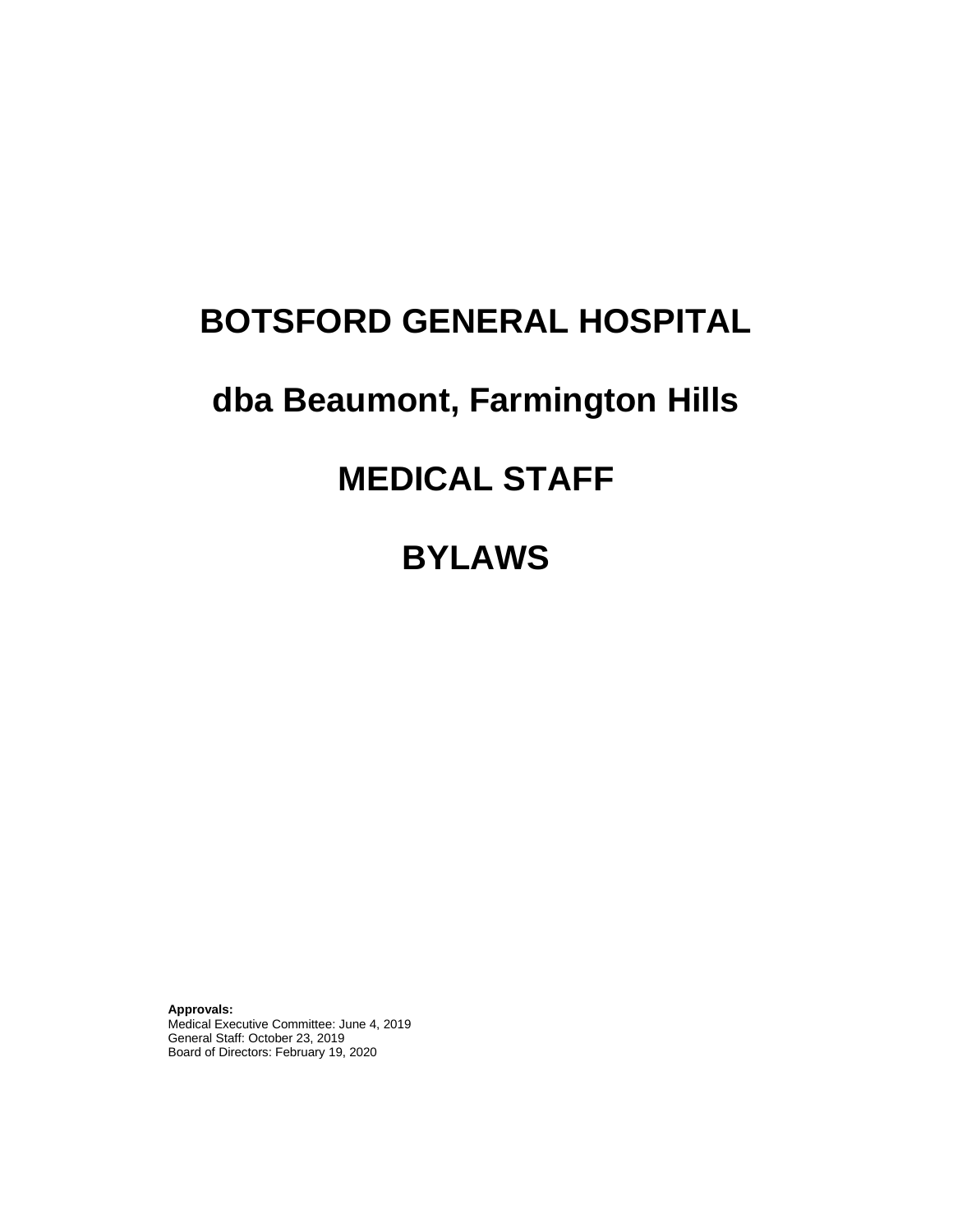# BOTSFORD GENERAL HOSPITAL

# dba Beaumont, Farmington Hills

# MEDICAL STAFF

# BYLAWS

**Approvals:**
Medical Executive Committee: June 4, 2019
General Staff: October 23, 2019
Board of Directors: February 19, 2020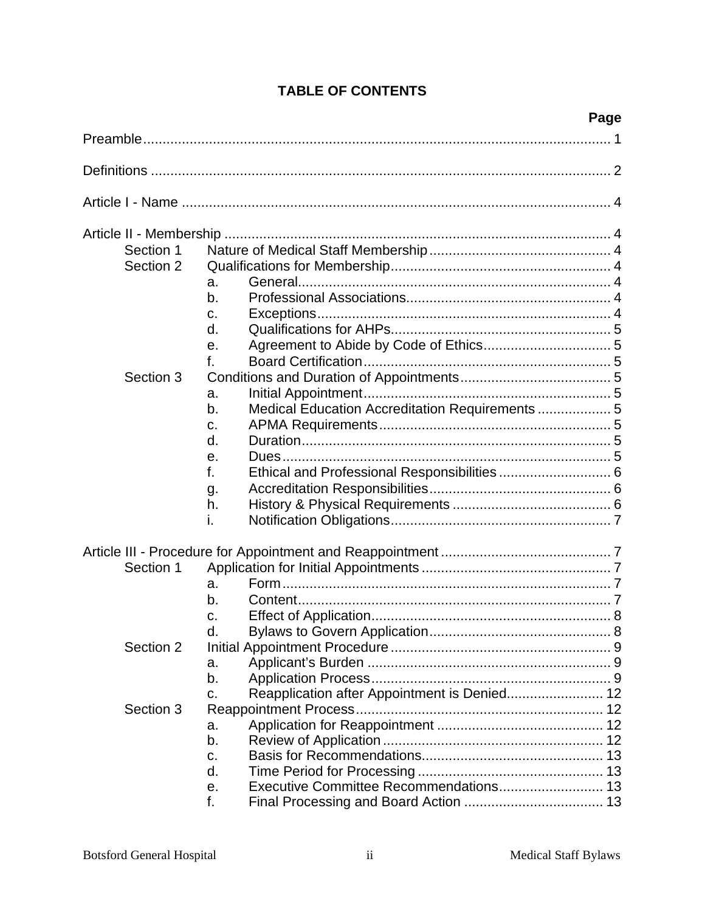# TABLE OF CONTENTS

| | | | Page |
|---|---|---|---|
| Preamble | | | 1 |
| Definitions | | | 2 |
| Article I - Name | | | 4 |
| Article II - Membership | | | 4 |
| Section 1 | Nature of Medical Staff Membership | | 4 |
| Section 2 | Qualifications for Membership | | 4 |
| | a. | General | 4 |
| | b. | Professional Associations | 4 |
| | c. | Exceptions | 4 |
| | d. | Qualifications for AHPs | 5 |
| | e. | Agreement to Abide by Code of Ethics | 5 |
| | f. | Board Certification | 5 |
| Section 3 | Conditions and Duration of Appointments | | 5 |
| | a. | Initial Appointment | 5 |
| | b. | Medical Education Accreditation Requirements | 5 |
| | c. | APMA Requirements | 5 |
| | d. | Duration | 5 |
| | e. | Dues | 5 |
| | f. | Ethical and Professional Responsibilities | 6 |
| | g. | Accreditation Responsibilities | 6 |
| | h. | History & Physical Requirements | 6 |
| | i. | Notification Obligations | 7 |
| Article III - Procedure for Appointment and Reappointment | | | 7 |
| Section 1 | Application for Initial Appointments | | 7 |
| | a. | Form | 7 |
| | b. | Content | 7 |
| | c. | Effect of Application | 8 |
| | d. | Bylaws to Govern Application | 8 |
| Section 2 | Initial Appointment Procedure | | 9 |
| | a. | Applicant's Burden | 9 |
| | b. | Application Process | 9 |
| | c. | Reapplication after Appointment is Denied | 12 |
| Section 3 | Reappointment Process | | 12 |
| | a. | Application for Reappointment | 12 |
| | b. | Review of Application | 12 |
| | c. | Basis for Recommendations | 13 |
| | d. | Time Period for Processing | 13 |
| | e. | Executive Committee Recommendations | 13 |
| | f. | Final Processing and Board Action | 13 |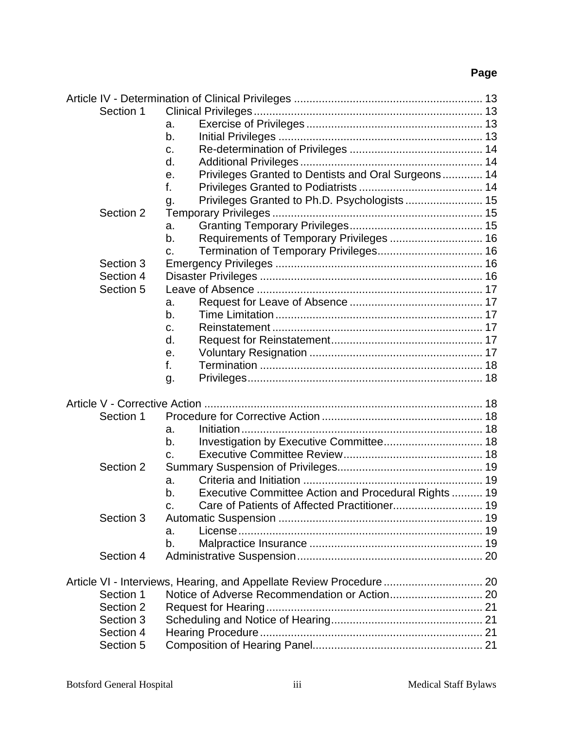**Page**

Article IV - Determination of Clinical Privileges ............................................................ 13
- Section 1 Clinical Privileges ......................................................................... 13
  - a. Exercise of Privileges ........................................................ 13
  - b. Initial Privileges ................................................................. 13
  - c. Re-determination of Privileges .......................................... 14
  - d. Additional Privileges .......................................................... 14
  - e. Privileges Granted to Dentists and Oral Surgeons ............. 14
  - f. Privileges Granted to Podiatrists ....................................... 14
  - g. Privileges Granted to Ph.D. Psychologists ......................... 15
- Section 2 Temporary Privileges ................................................................... 15
  - a. Granting Temporary Privileges.......................................... 15
  - b. Requirements of Temporary Privileges ............................. 16
  - c. Termination of Temporary Privileges................................. 16
- Section 3 Emergency Privileges .................................................................. 16
- Section 4 Disaster Privileges ....................................................................... 16
- Section 5 Leave of Absence ........................................................................ 17
  - a. Request for Leave of Absence ........................................... 17
  - b. Time Limitation .................................................................. 17
  - c. Reinstatement ................................................................... 17
  - d. Request for Reinstatement................................................. 17
  - e. Voluntary Resignation ....................................................... 17
  - f. Termination ....................................................................... 18
  - g. Privileges........................................................................... 18

Article V - Corrective Action .......................................................................................... 18
- Section 1 Procedure for Corrective Action ................................................... 18
  - a. Initiation ............................................................................. 18
  - b. Investigation by Executive Committee................................ 18
  - c. Executive Committee Review ............................................. 18
- Section 2 Summary Suspension of Privileges............................................... 19
  - a. Criteria and Initiation .......................................................... 19
  - b. Executive Committee Action and Procedural Rights .......... 19
  - c. Care of Patients of Affected Practitioner............................. 19
- Section 3 Automatic Suspension ................................................................. 19
  - a. License .............................................................................. 19
  - b. Malpractice Insurance ....................................................... 19
- Section 4 Administrative Suspension........................................................... 20

Article VI - Interviews, Hearing, and Appellate Review Procedure ................................ 20
- Section 1 Notice of Adverse Recommendation or Action.............................. 20
- Section 2 Request for Hearing ..................................................................... 21
- Section 3 Scheduling and Notice of Hearing................................................ 21
- Section 4 Hearing Procedure ....................................................................... 21
- Section 5 Composition of Hearing Panel...................................................... 21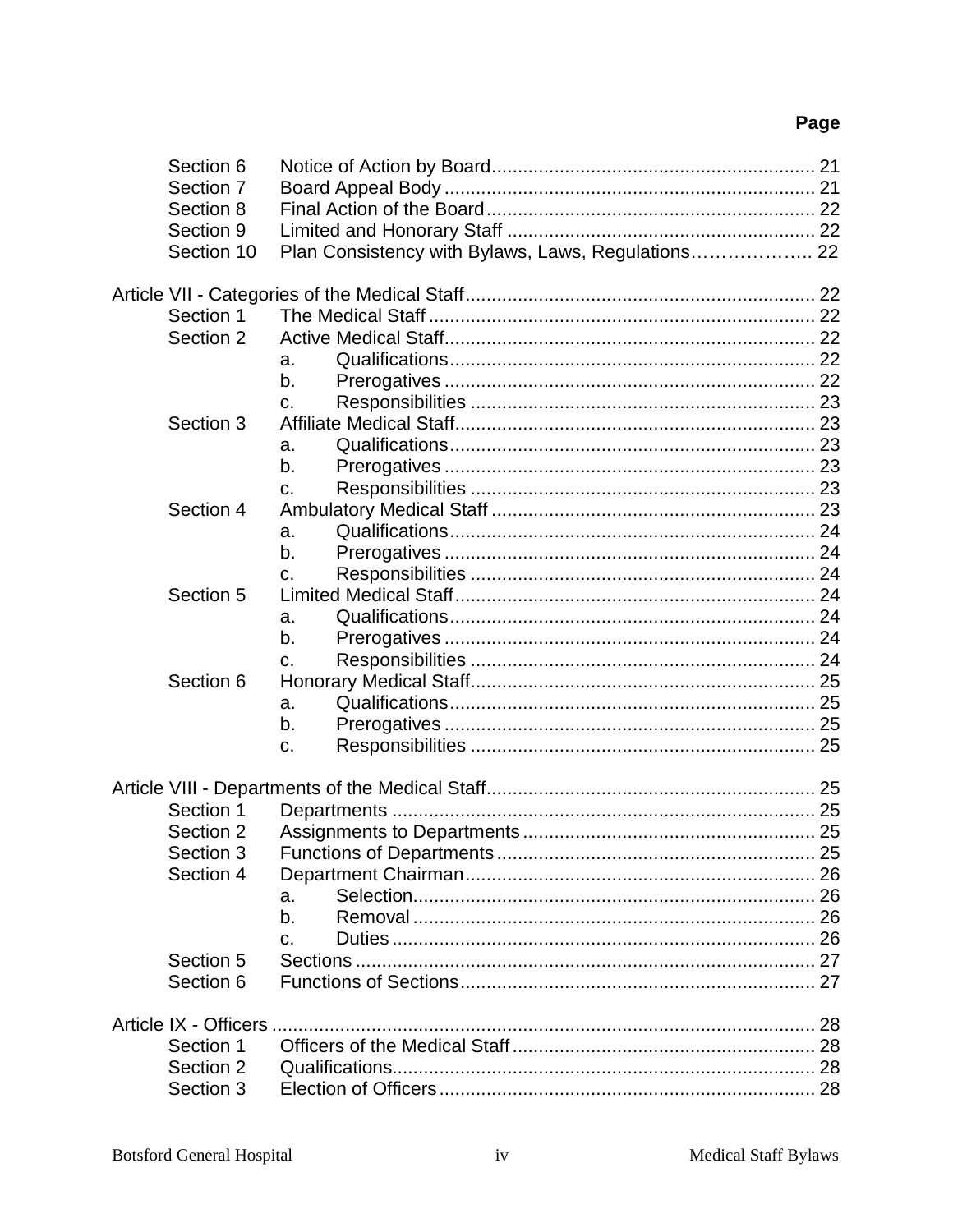**Page**

| | | | |
|---|---|---|---|
| Section 6 | Notice of Action by Board | | 21 |
| Section 7 | Board Appeal Body | | 21 |
| Section 8 | Final Action of the Board | | 22 |
| Section 9 | Limited and Honorary Staff | | 22 |
| Section 10 | Plan Consistency with Bylaws, Laws, Regulations | | 22 |
| **Article VII - Categories of the Medical Staff** | | | 22 |
| Section 1 | The Medical Staff | | 22 |
| Section 2 | Active Medical Staff | | 22 |
| | a. | Qualifications | 22 |
| | b. | Prerogatives | 22 |
| | c. | Responsibilities | 23 |
| Section 3 | Affiliate Medical Staff | | 23 |
| | a. | Qualifications | 23 |
| | b. | Prerogatives | 23 |
| | c. | Responsibilities | 23 |
| Section 4 | Ambulatory Medical Staff | | 23 |
| | a. | Qualifications | 24 |
| | b. | Prerogatives | 24 |
| | c. | Responsibilities | 24 |
| Section 5 | Limited Medical Staff | | 24 |
| | a. | Qualifications | 24 |
| | b. | Prerogatives | 24 |
| | c. | Responsibilities | 24 |
| Section 6 | Honorary Medical Staff | | 25 |
| | a. | Qualifications | 25 |
| | b. | Prerogatives | 25 |
| | c. | Responsibilities | 25 |
| **Article VIII - Departments of the Medical Staff** | | | 25 |
| Section 1 | Departments | | 25 |
| Section 2 | Assignments to Departments | | 25 |
| Section 3 | Functions of Departments | | 25 |
| Section 4 | Department Chairman | | 26 |
| | a. | Selection | 26 |
| | b. | Removal | 26 |
| | c. | Duties | 26 |
| Section 5 | Sections | | 27 |
| Section 6 | Functions of Sections | | 27 |
| **Article IX - Officers** | | | 28 |
| Section 1 | Officers of the Medical Staff | | 28 |
| Section 2 | Qualifications | | 28 |
| Section 3 | Election of Officers | | 28 |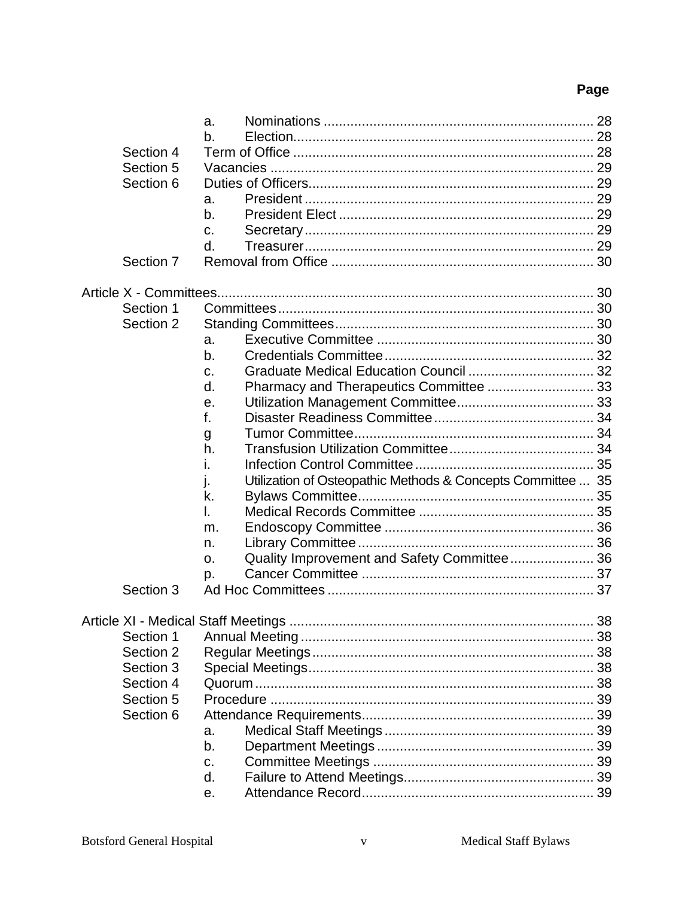**Page**

- a. Nominations ....................................................................... 28
- b. Election............................................................................. 28
- Section 4 Term of Office ............................................................................. 28
- Section 5 Vacancies ................................................................................... 29
- Section 6 Duties of Officers.......................................................................... 29
  - a. President ........................................................................... 29
  - b. President Elect .................................................................. 29
  - c. Secretary ........................................................................... 29
  - d. Treasurer........................................................................... 29
- Section 7 Removal from Office .................................................................... 30

Article X - Committees.................................................................................................. 30
- Section 1 Committees ................................................................................. 30
- Section 2 Standing Committees................................................................... 30
  - a. Executive Committee ......................................................... 30
  - b. Credentials Committee ...................................................... 32
  - c. Graduate Medical Education Council ................................ 32
  - d. Pharmacy and Therapeutics Committee ........................... 33
  - e. Utilization Management Committee................................... 33
  - f. Disaster Readiness Committee ......................................... 34
  - g Tumor Committee.............................................................. 34
  - h. Transfusion Utilization Committee..................................... 34
  - i. Infection Control Committee .............................................. 35
  - j. Utilization of Osteopathic Methods & Concepts Committee ... 35
  - k. Bylaws Committee............................................................. 35
  - l. Medical Records Committee ............................................. 35
  - m. Endoscopy Committee ...................................................... 36
  - n. Library Committee ............................................................ 36
  - o. Quality Improvement and Safety Committee...................... 36
  - p. Cancer Committee ............................................................ 37
- Section 3 Ad Hoc Committees ..................................................................... 37

Article XI - Medical Staff Meetings ............................................................................... 38
- Section 1 Annual Meeting ............................................................................ 38
- Section 2 Regular Meetings.......................................................................... 38
- Section 3 Special Meetings........................................................................... 38
- Section 4 Quorum ........................................................................................ 38
- Section 5 Procedure .................................................................................... 39
- Section 6 Attendance Requirements............................................................ 39
  - a. Medical Staff Meetings ...................................................... 39
  - b. Department Meetings ........................................................ 39
  - c. Committee Meetings ......................................................... 39
  - d. Failure to Attend Meetings................................................. 39
  - e. Attendance Record............................................................ 39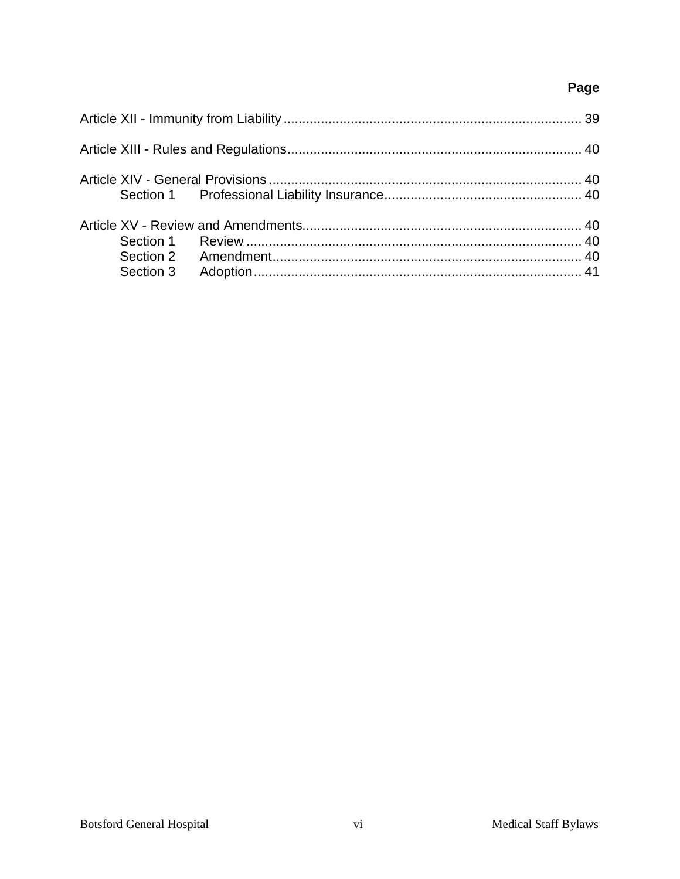**Page**

Article XII - Immunity from Liability ................................................................................ 39

Article XIII - Rules and Regulations.............................................................................. 40

Article XIV - General Provisions .................................................................................... 40
    Section 1    Professional Liability Insurance.................................................... 40

Article XV - Review and Amendments.......................................................................... 40
    Section 1    Review ......................................................................................... 40
    Section 2    Amendment.................................................................................. 40
    Section 3    Adoption....................................................................................... 41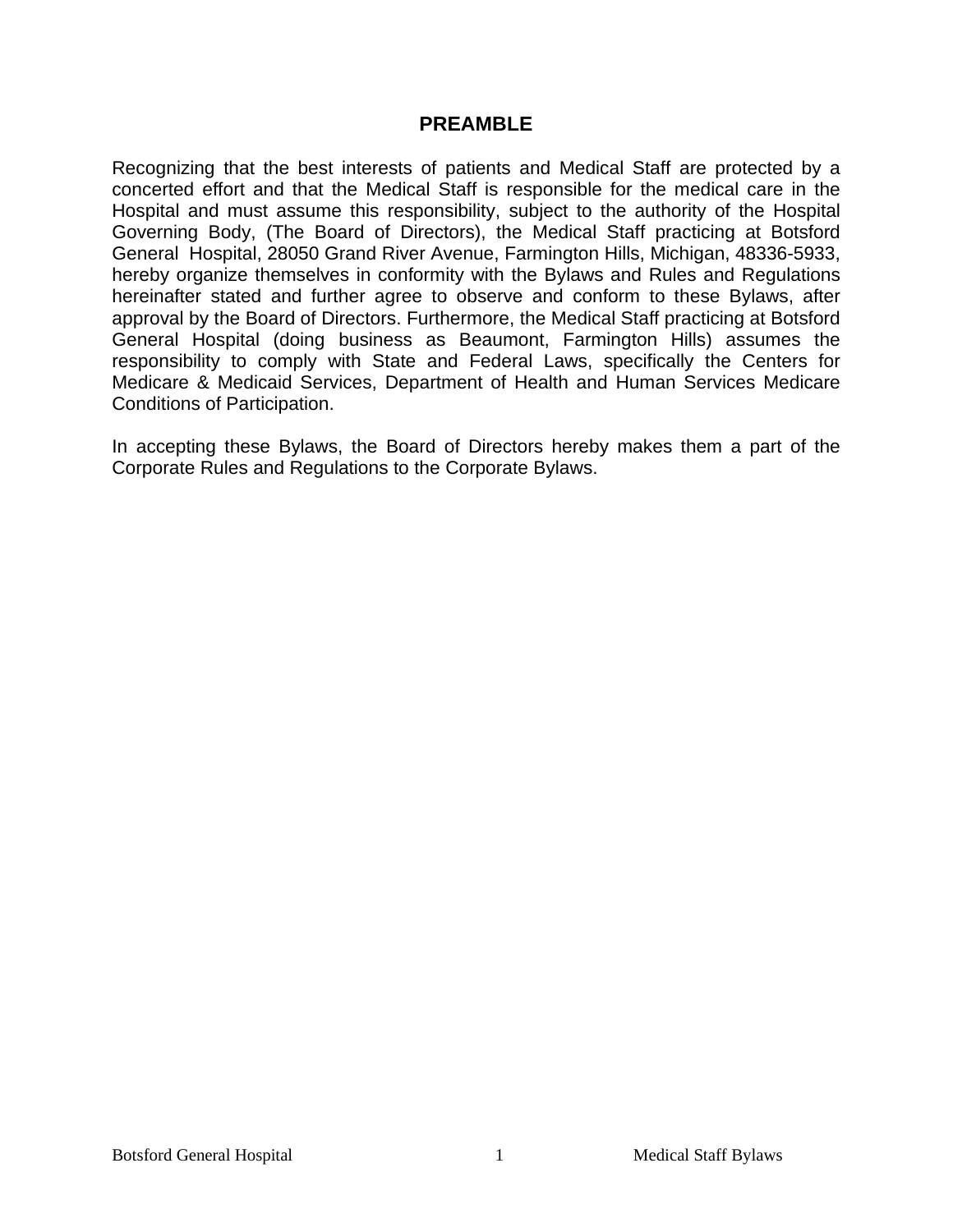# PREAMBLE

Recognizing that the best interests of patients and Medical Staff are protected by a concerted effort and that the Medical Staff is responsible for the medical care in the Hospital and must assume this responsibility, subject to the authority of the Hospital Governing Body, (The Board of Directors), the Medical Staff practicing at Botsford General Hospital, 28050 Grand River Avenue, Farmington Hills, Michigan, 48336-5933, hereby organize themselves in conformity with the Bylaws and Rules and Regulations hereinafter stated and further agree to observe and conform to these Bylaws, after approval by the Board of Directors. Furthermore, the Medical Staff practicing at Botsford General Hospital (doing business as Beaumont, Farmington Hills) assumes the responsibility to comply with State and Federal Laws, specifically the Centers for Medicare & Medicaid Services, Department of Health and Human Services Medicare Conditions of Participation.

In accepting these Bylaws, the Board of Directors hereby makes them a part of the Corporate Rules and Regulations to the Corporate Bylaws.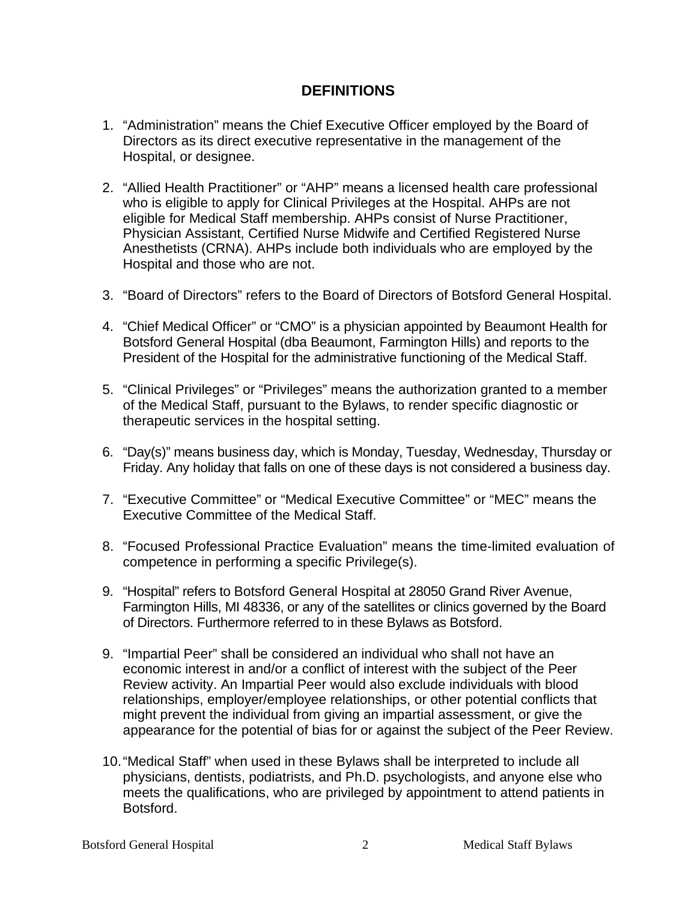## DEFINITIONS

1. "Administration" means the Chief Executive Officer employed by the Board of Directors as its direct executive representative in the management of the Hospital, or designee.

2. "Allied Health Practitioner" or "AHP" means a licensed health care professional who is eligible to apply for Clinical Privileges at the Hospital. AHPs are not eligible for Medical Staff membership. AHPs consist of Nurse Practitioner, Physician Assistant, Certified Nurse Midwife and Certified Registered Nurse Anesthetists (CRNA). AHPs include both individuals who are employed by the Hospital and those who are not.

3. "Board of Directors" refers to the Board of Directors of Botsford General Hospital.

4. "Chief Medical Officer" or "CMO" is a physician appointed by Beaumont Health for Botsford General Hospital (dba Beaumont, Farmington Hills) and reports to the President of the Hospital for the administrative functioning of the Medical Staff.

5. "Clinical Privileges" or "Privileges" means the authorization granted to a member of the Medical Staff, pursuant to the Bylaws, to render specific diagnostic or therapeutic services in the hospital setting.

6. "Day(s)" means business day, which is Monday, Tuesday, Wednesday, Thursday or Friday. Any holiday that falls on one of these days is not considered a business day.

7. "Executive Committee" or "Medical Executive Committee" or "MEC" means the Executive Committee of the Medical Staff.

8. "Focused Professional Practice Evaluation" means the time-limited evaluation of competence in performing a specific Privilege(s).

9. "Hospital" refers to Botsford General Hospital at 28050 Grand River Avenue, Farmington Hills, MI 48336, or any of the satellites or clinics governed by the Board of Directors. Furthermore referred to in these Bylaws as Botsford.

9. "Impartial Peer" shall be considered an individual who shall not have an economic interest in and/or a conflict of interest with the subject of the Peer Review activity. An Impartial Peer would also exclude individuals with blood relationships, employer/employee relationships, or other potential conflicts that might prevent the individual from giving an impartial assessment, or give the appearance for the potential of bias for or against the subject of the Peer Review.

10. "Medical Staff" when used in these Bylaws shall be interpreted to include all physicians, dentists, podiatrists, and Ph.D. psychologists, and anyone else who meets the qualifications, who are privileged by appointment to attend patients in Botsford.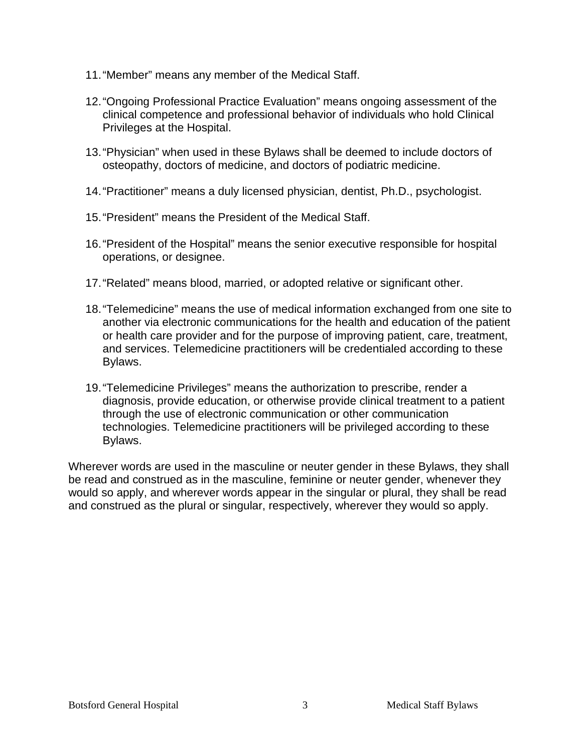11. “Member” means any member of the Medical Staff.

12. “Ongoing Professional Practice Evaluation” means ongoing assessment of the clinical competence and professional behavior of individuals who hold Clinical Privileges at the Hospital.

13. “Physician” when used in these Bylaws shall be deemed to include doctors of osteopathy, doctors of medicine, and doctors of podiatric medicine.

14. “Practitioner” means a duly licensed physician, dentist, Ph.D., psychologist.

15. “President” means the President of the Medical Staff.

16. “President of the Hospital” means the senior executive responsible for hospital operations, or designee.

17. “Related” means blood, married, or adopted relative or significant other.

18. “Telemedicine” means the use of medical information exchanged from one site to another via electronic communications for the health and education of the patient or health care provider and for the purpose of improving patient, care, treatment, and services. Telemedicine practitioners will be credentialed according to these Bylaws.

19. “Telemedicine Privileges” means the authorization to prescribe, render a diagnosis, provide education, or otherwise provide clinical treatment to a patient through the use of electronic communication or other communication technologies. Telemedicine practitioners will be privileged according to these Bylaws.

Wherever words are used in the masculine or neuter gender in these Bylaws, they shall be read and construed as in the masculine, feminine or neuter gender, whenever they would so apply, and wherever words appear in the singular or plural, they shall be read and construed as the plural or singular, respectively, wherever they would so apply.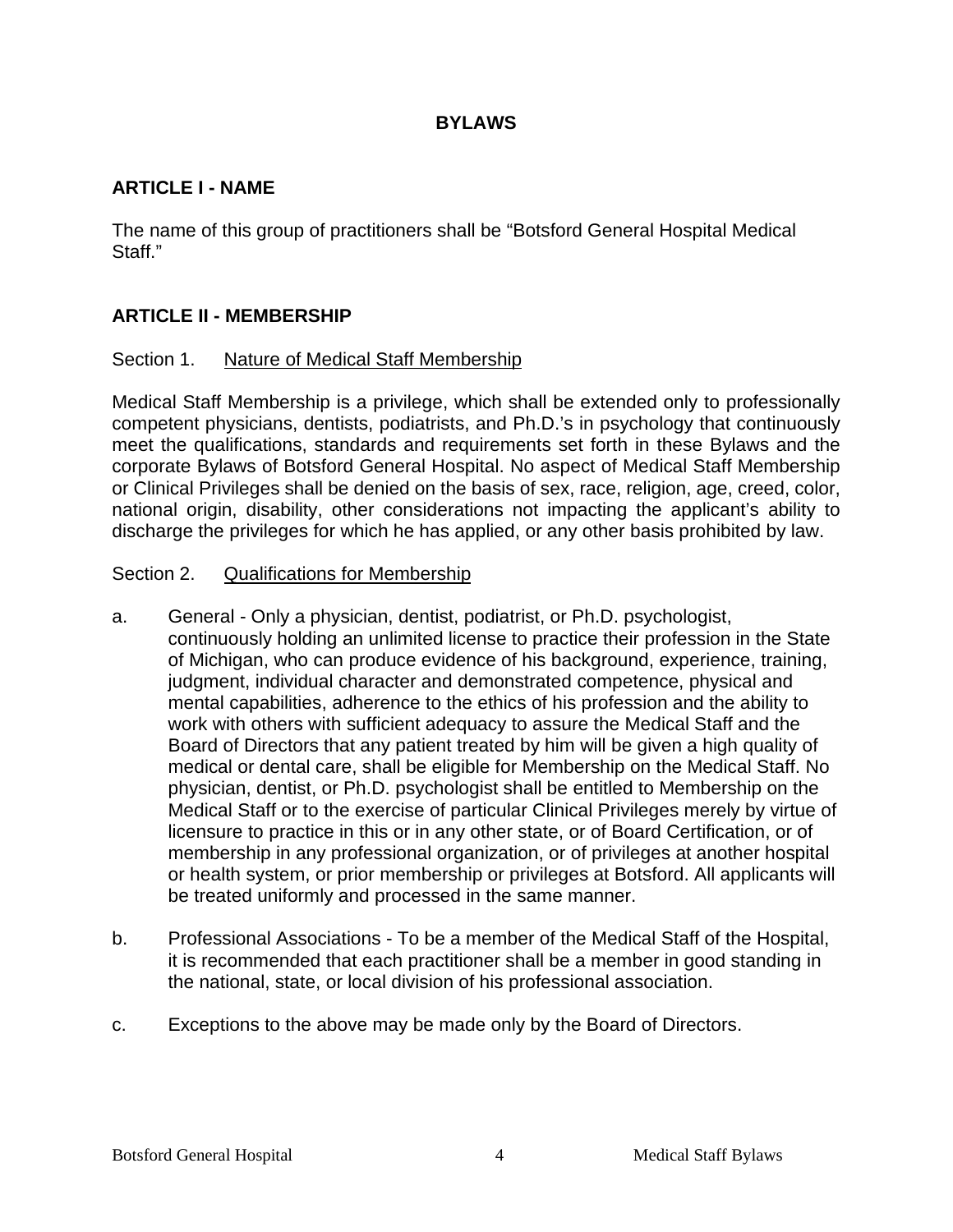# BYLAWS

## ARTICLE I - NAME

The name of this group of practitioners shall be "Botsford General Hospital Medical Staff."

## ARTICLE II - MEMBERSHIP

### Section 1. Nature of Medical Staff Membership

Medical Staff Membership is a privilege, which shall be extended only to professionally competent physicians, dentists, podiatrists, and Ph.D.'s in psychology that continuously meet the qualifications, standards and requirements set forth in these Bylaws and the corporate Bylaws of Botsford General Hospital. No aspect of Medical Staff Membership or Clinical Privileges shall be denied on the basis of sex, race, religion, age, creed, color, national origin, disability, other considerations not impacting the applicant's ability to discharge the privileges for which he has applied, or any other basis prohibited by law.

### Section 2. Qualifications for Membership

a. General - Only a physician, dentist, podiatrist, or Ph.D. psychologist, continuously holding an unlimited license to practice their profession in the State of Michigan, who can produce evidence of his background, experience, training, judgment, individual character and demonstrated competence, physical and mental capabilities, adherence to the ethics of his profession and the ability to work with others with sufficient adequacy to assure the Medical Staff and the Board of Directors that any patient treated by him will be given a high quality of medical or dental care, shall be eligible for Membership on the Medical Staff. No physician, dentist, or Ph.D. psychologist shall be entitled to Membership on the Medical Staff or to the exercise of particular Clinical Privileges merely by virtue of licensure to practice in this or in any other state, or of Board Certification, or of membership in any professional organization, or of privileges at another hospital or health system, or prior membership or privileges at Botsford. All applicants will be treated uniformly and processed in the same manner.

b. Professional Associations - To be a member of the Medical Staff of the Hospital, it is recommended that each practitioner shall be a member in good standing in the national, state, or local division of his professional association.

c. Exceptions to the above may be made only by the Board of Directors.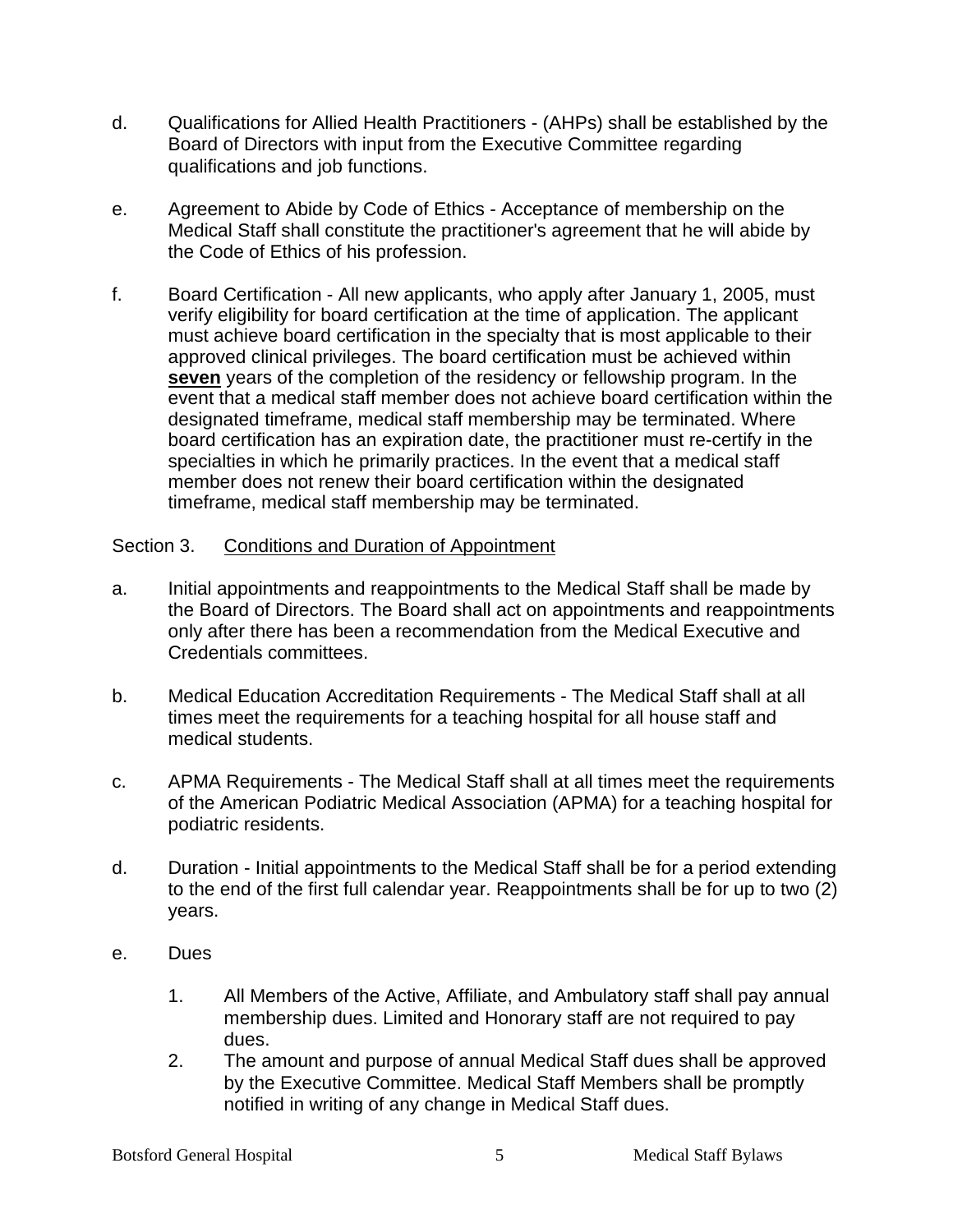d. Qualifications for Allied Health Practitioners - (AHPs) shall be established by the Board of Directors with input from the Executive Committee regarding qualifications and job functions.

e. Agreement to Abide by Code of Ethics - Acceptance of membership on the Medical Staff shall constitute the practitioner's agreement that he will abide by the Code of Ethics of his profession.

f. Board Certification - All new applicants, who apply after January 1, 2005, must verify eligibility for board certification at the time of application. The applicant must achieve board certification in the specialty that is most applicable to their approved clinical privileges. The board certification must be achieved within <u>**seven**</u> years of the completion of the residency or fellowship program. In the event that a medical staff member does not achieve board certification within the designated timeframe, medical staff membership may be terminated. Where board certification has an expiration date, the practitioner must re-certify in the specialties in which he primarily practices. In the event that a medical staff member does not renew their board certification within the designated timeframe, medical staff membership may be terminated.

Section 3. <u>Conditions and Duration of Appointment</u>

a. Initial appointments and reappointments to the Medical Staff shall be made by the Board of Directors. The Board shall act on appointments and reappointments only after there has been a recommendation from the Medical Executive and Credentials committees.

b. Medical Education Accreditation Requirements - The Medical Staff shall at all times meet the requirements for a teaching hospital for all house staff and medical students.

c. APMA Requirements - The Medical Staff shall at all times meet the requirements of the American Podiatric Medical Association (APMA) for a teaching hospital for podiatric residents.

d. Duration - Initial appointments to the Medical Staff shall be for a period extending to the end of the first full calendar year. Reappointments shall be for up to two (2) years.

e. Dues

   1. All Members of the Active, Affiliate, and Ambulatory staff shall pay annual membership dues. Limited and Honorary staff are not required to pay dues.
   2. The amount and purpose of annual Medical Staff dues shall be approved by the Executive Committee. Medical Staff Members shall be promptly notified in writing of any change in Medical Staff dues.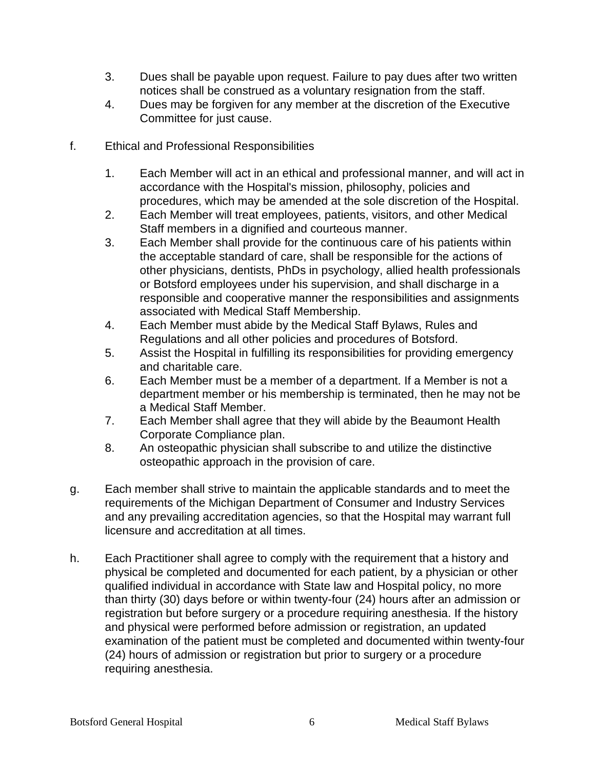3. Dues shall be payable upon request. Failure to pay dues after two written notices shall be construed as a voluntary resignation from the staff.
4. Dues may be forgiven for any member at the discretion of the Executive Committee for just cause.

f. Ethical and Professional Responsibilities

1. Each Member will act in an ethical and professional manner, and will act in accordance with the Hospital's mission, philosophy, policies and procedures, which may be amended at the sole discretion of the Hospital.
2. Each Member will treat employees, patients, visitors, and other Medical Staff members in a dignified and courteous manner.
3. Each Member shall provide for the continuous care of his patients within the acceptable standard of care, shall be responsible for the actions of other physicians, dentists, PhDs in psychology, allied health professionals or Botsford employees under his supervision, and shall discharge in a responsible and cooperative manner the responsibilities and assignments associated with Medical Staff Membership.
4. Each Member must abide by the Medical Staff Bylaws, Rules and Regulations and all other policies and procedures of Botsford.
5. Assist the Hospital in fulfilling its responsibilities for providing emergency and charitable care.
6. Each Member must be a member of a department. If a Member is not a department member or his membership is terminated, then he may not be a Medical Staff Member.
7. Each Member shall agree that they will abide by the Beaumont Health Corporate Compliance plan.
8. An osteopathic physician shall subscribe to and utilize the distinctive osteopathic approach in the provision of care.

g. Each member shall strive to maintain the applicable standards and to meet the requirements of the Michigan Department of Consumer and Industry Services and any prevailing accreditation agencies, so that the Hospital may warrant full licensure and accreditation at all times.

h. Each Practitioner shall agree to comply with the requirement that a history and physical be completed and documented for each patient, by a physician or other qualified individual in accordance with State law and Hospital policy, no more than thirty (30) days before or within twenty-four (24) hours after an admission or registration but before surgery or a procedure requiring anesthesia. If the history and physical were performed before admission or registration, an updated examination of the patient must be completed and documented within twenty-four (24) hours of admission or registration but prior to surgery or a procedure requiring anesthesia.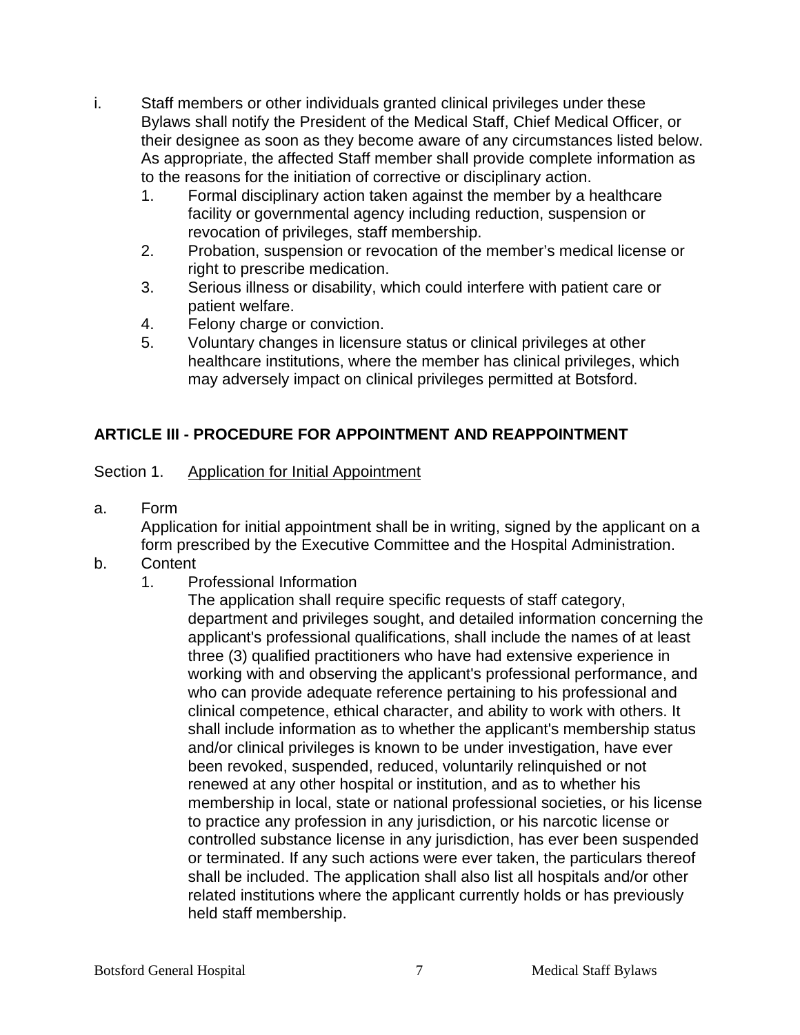i. Staff members or other individuals granted clinical privileges under these Bylaws shall notify the President of the Medical Staff, Chief Medical Officer, or their designee as soon as they become aware of any circumstances listed below. As appropriate, the affected Staff member shall provide complete information as to the reasons for the initiation of corrective or disciplinary action.
   1. Formal disciplinary action taken against the member by a healthcare facility or governmental agency including reduction, suspension or revocation of privileges, staff membership.
   2. Probation, suspension or revocation of the member's medical license or right to prescribe medication.
   3. Serious illness or disability, which could interfere with patient care or patient welfare.
   4. Felony charge or conviction.
   5. Voluntary changes in licensure status or clinical privileges at other healthcare institutions, where the member has clinical privileges, which may adversely impact on clinical privileges permitted at Botsford.

## ARTICLE III - PROCEDURE FOR APPOINTMENT AND REAPPOINTMENT

Section 1. <u>Application for Initial Appointment</u>

a. Form

   Application for initial appointment shall be in writing, signed by the applicant on a form prescribed by the Executive Committee and the Hospital Administration.

b. Content
   1. Professional Information

      The application shall require specific requests of staff category, department and privileges sought, and detailed information concerning the applicant's professional qualifications, shall include the names of at least three (3) qualified practitioners who have had extensive experience in working with and observing the applicant's professional performance, and who can provide adequate reference pertaining to his professional and clinical competence, ethical character, and ability to work with others. It shall include information as to whether the applicant's membership status and/or clinical privileges is known to be under investigation, have ever been revoked, suspended, reduced, voluntarily relinquished or not renewed at any other hospital or institution, and as to whether his membership in local, state or national professional societies, or his license to practice any profession in any jurisdiction, or his narcotic license or controlled substance license in any jurisdiction, has ever been suspended or terminated. If any such actions were ever taken, the particulars thereof shall be included. The application shall also list all hospitals and/or other related institutions where the applicant currently holds or has previously held staff membership.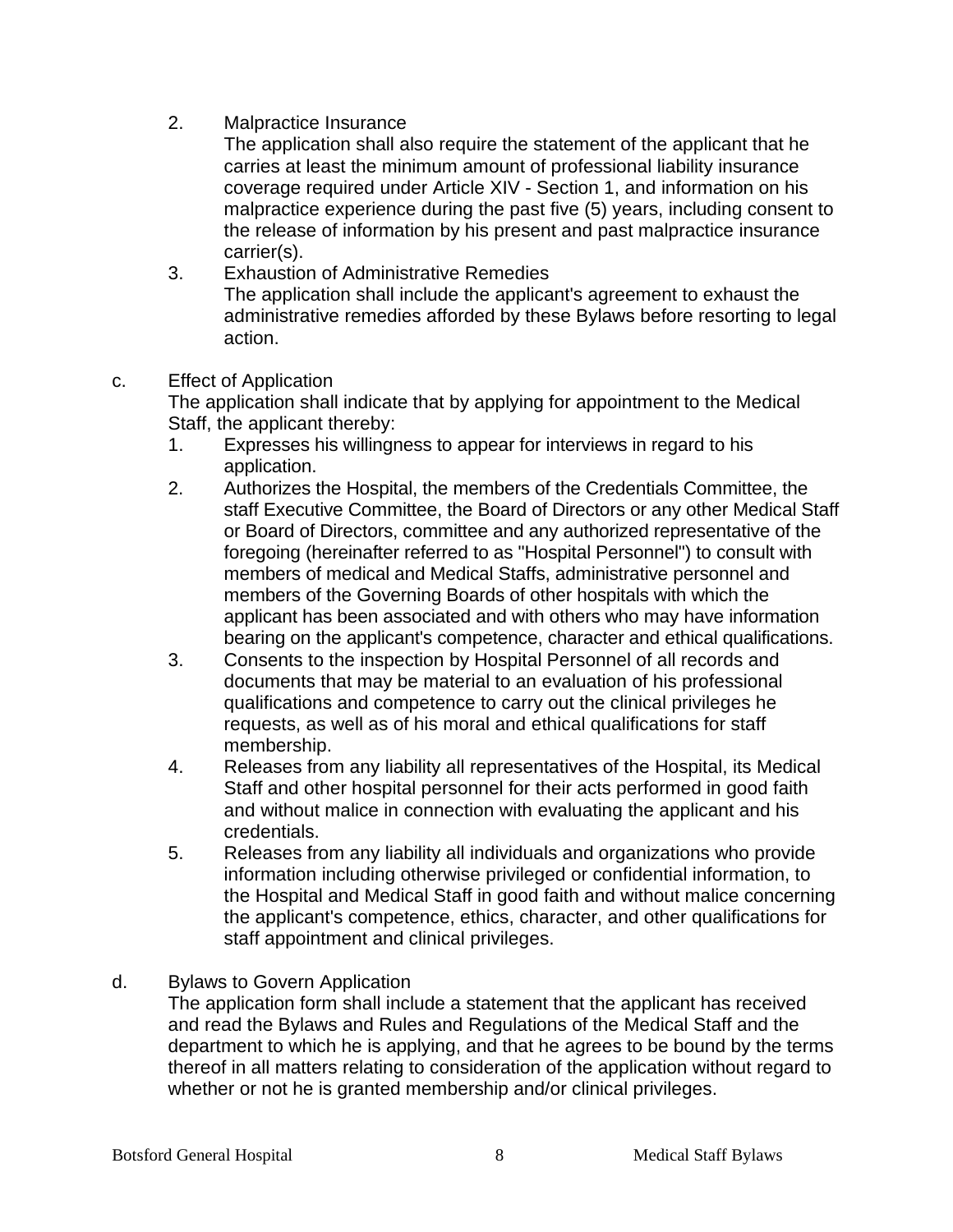2. Malpractice Insurance
   The application shall also require the statement of the applicant that he carries at least the minimum amount of professional liability insurance coverage required under Article XIV - Section 1, and information on his malpractice experience during the past five (5) years, including consent to the release of information by his present and past malpractice insurance carrier(s).
3. Exhaustion of Administrative Remedies
   The application shall include the applicant's agreement to exhaust the administrative remedies afforded by these Bylaws before resorting to legal action.

c. Effect of Application
   The application shall indicate that by applying for appointment to the Medical Staff, the applicant thereby:
   1. Expresses his willingness to appear for interviews in regard to his application.
   2. Authorizes the Hospital, the members of the Credentials Committee, the staff Executive Committee, the Board of Directors or any other Medical Staff or Board of Directors, committee and any authorized representative of the foregoing (hereinafter referred to as "Hospital Personnel") to consult with members of medical and Medical Staffs, administrative personnel and members of the Governing Boards of other hospitals with which the applicant has been associated and with others who may have information bearing on the applicant's competence, character and ethical qualifications.
   3. Consents to the inspection by Hospital Personnel of all records and documents that may be material to an evaluation of his professional qualifications and competence to carry out the clinical privileges he requests, as well as of his moral and ethical qualifications for staff membership.
   4. Releases from any liability all representatives of the Hospital, its Medical Staff and other hospital personnel for their acts performed in good faith and without malice in connection with evaluating the applicant and his credentials.
   5. Releases from any liability all individuals and organizations who provide information including otherwise privileged or confidential information, to the Hospital and Medical Staff in good faith and without malice concerning the applicant's competence, ethics, character, and other qualifications for staff appointment and clinical privileges.

d. Bylaws to Govern Application
   The application form shall include a statement that the applicant has received and read the Bylaws and Rules and Regulations of the Medical Staff and the department to which he is applying, and that he agrees to be bound by the terms thereof in all matters relating to consideration of the application without regard to whether or not he is granted membership and/or clinical privileges.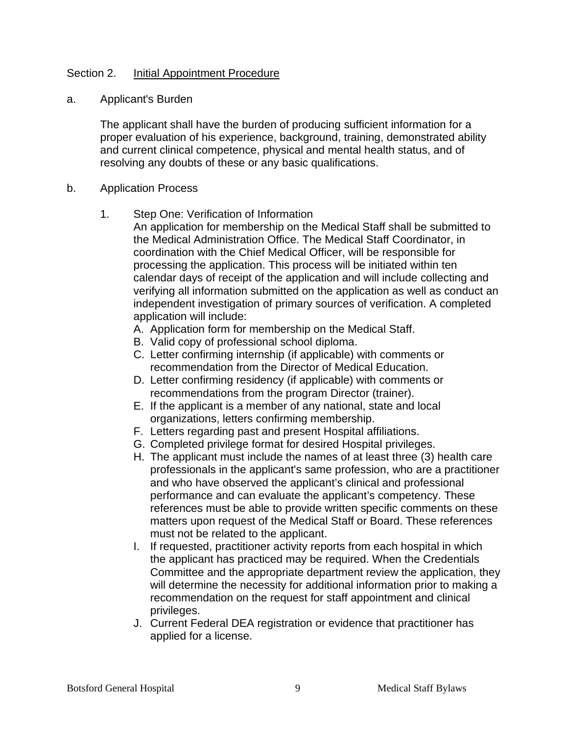Section 2. Initial Appointment Procedure

a. Applicant's Burden

The applicant shall have the burden of producing sufficient information for a proper evaluation of his experience, background, training, demonstrated ability and current clinical competence, physical and mental health status, and of resolving any doubts of these or any basic qualifications.

b. Application Process

1. Step One: Verification of Information
   An application for membership on the Medical Staff shall be submitted to the Medical Administration Office. The Medical Staff Coordinator, in coordination with the Chief Medical Officer, will be responsible for processing the application. This process will be initiated within ten calendar days of receipt of the application and will include collecting and verifying all information submitted on the application as well as conduct an independent investigation of primary sources of verification. A completed application will include:
   A. Application form for membership on the Medical Staff.
   B. Valid copy of professional school diploma.
   C. Letter confirming internship (if applicable) with comments or recommendation from the Director of Medical Education.
   D. Letter confirming residency (if applicable) with comments or recommendations from the program Director (trainer).
   E. If the applicant is a member of any national, state and local organizations, letters confirming membership.
   F. Letters regarding past and present Hospital affiliations.
   G. Completed privilege format for desired Hospital privileges.
   H. The applicant must include the names of at least three (3) health care professionals in the applicant's same profession, who are a practitioner and who have observed the applicant's clinical and professional performance and can evaluate the applicant's competency. These references must be able to provide written specific comments on these matters upon request of the Medical Staff or Board. These references must not be related to the applicant.
   I. If requested, practitioner activity reports from each hospital in which the applicant has practiced may be required. When the Credentials Committee and the appropriate department review the application, they will determine the necessity for additional information prior to making a recommendation on the request for staff appointment and clinical privileges.
   J. Current Federal DEA registration or evidence that practitioner has applied for a license.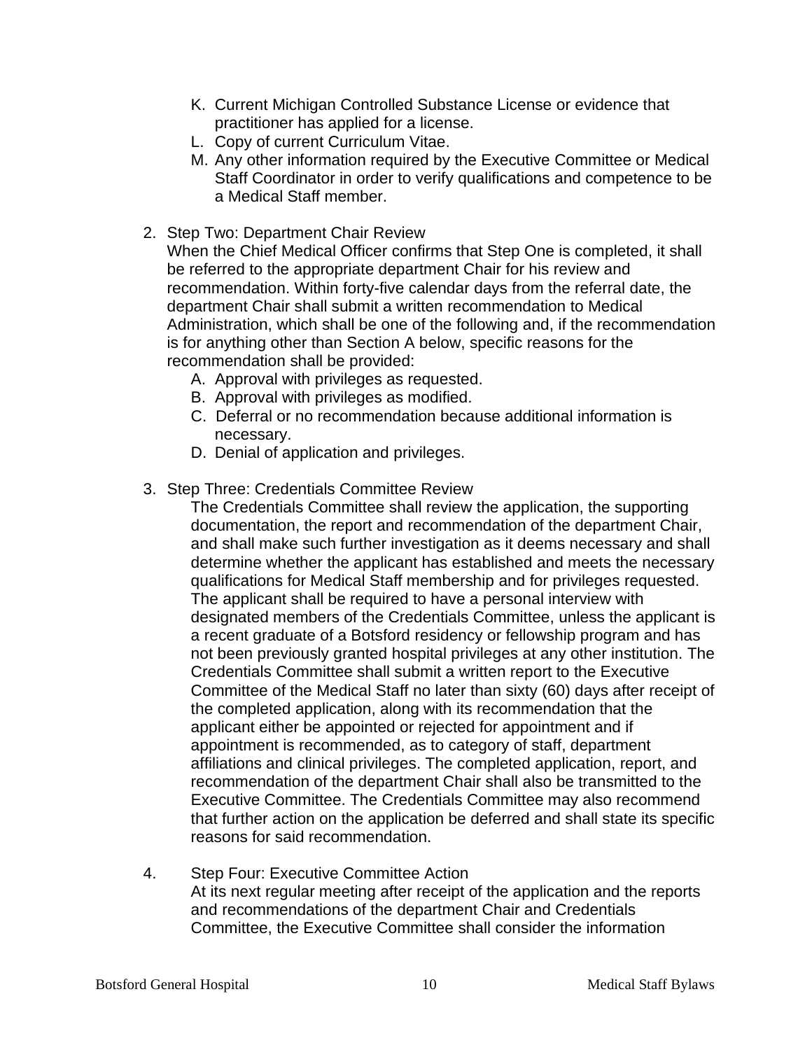K. Current Michigan Controlled Substance License or evidence that practitioner has applied for a license.
L. Copy of current Curriculum Vitae.
M. Any other information required by the Executive Committee or Medical Staff Coordinator in order to verify qualifications and competence to be a Medical Staff member.

2. Step Two: Department Chair Review
   When the Chief Medical Officer confirms that Step One is completed, it shall be referred to the appropriate department Chair for his review and recommendation. Within forty-five calendar days from the referral date, the department Chair shall submit a written recommendation to Medical Administration, which shall be one of the following and, if the recommendation is for anything other than Section A below, specific reasons for the recommendation shall be provided:
   A. Approval with privileges as requested.
   B. Approval with privileges as modified.
   C. Deferral or no recommendation because additional information is necessary.
   D. Denial of application and privileges.

3. Step Three: Credentials Committee Review
   The Credentials Committee shall review the application, the supporting documentation, the report and recommendation of the department Chair, and shall make such further investigation as it deems necessary and shall determine whether the applicant has established and meets the necessary qualifications for Medical Staff membership and for privileges requested. The applicant shall be required to have a personal interview with designated members of the Credentials Committee, unless the applicant is a recent graduate of a Botsford residency or fellowship program and has not been previously granted hospital privileges at any other institution. The Credentials Committee shall submit a written report to the Executive Committee of the Medical Staff no later than sixty (60) days after receipt of the completed application, along with its recommendation that the applicant either be appointed or rejected for appointment and if appointment is recommended, as to category of staff, department affiliations and clinical privileges. The completed application, report, and recommendation of the department Chair shall also be transmitted to the Executive Committee. The Credentials Committee may also recommend that further action on the application be deferred and shall state its specific reasons for said recommendation.

4. Step Four: Executive Committee Action
   At its next regular meeting after receipt of the application and the reports and recommendations of the department Chair and Credentials Committee, the Executive Committee shall consider the information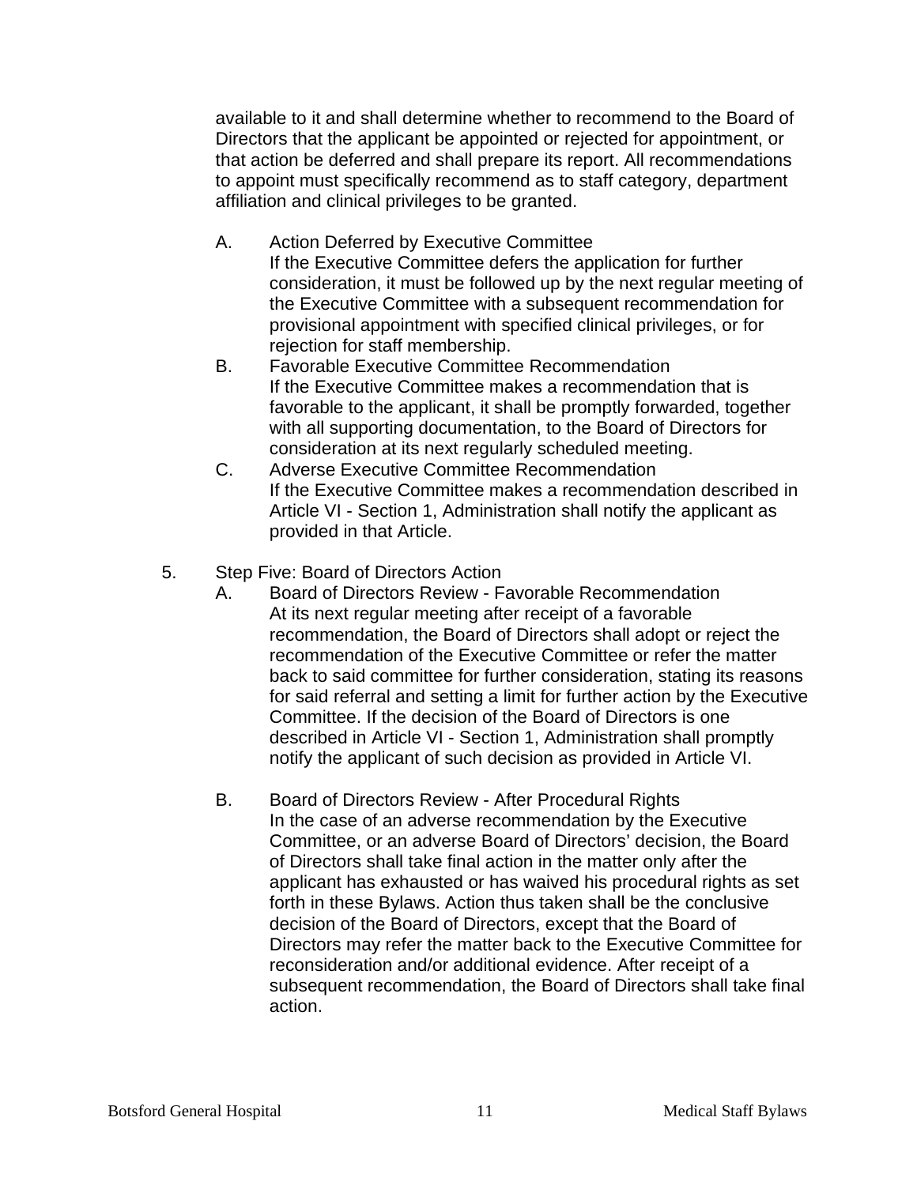available to it and shall determine whether to recommend to the Board of Directors that the applicant be appointed or rejected for appointment, or that action be deferred and shall prepare its report. All recommendations to appoint must specifically recommend as to staff category, department affiliation and clinical privileges to be granted.

A. Action Deferred by Executive Committee
If the Executive Committee defers the application for further consideration, it must be followed up by the next regular meeting of the Executive Committee with a subsequent recommendation for provisional appointment with specified clinical privileges, or for rejection for staff membership.

B. Favorable Executive Committee Recommendation
If the Executive Committee makes a recommendation that is favorable to the applicant, it shall be promptly forwarded, together with all supporting documentation, to the Board of Directors for consideration at its next regularly scheduled meeting.

C. Adverse Executive Committee Recommendation
If the Executive Committee makes a recommendation described in Article VI - Section 1, Administration shall notify the applicant as provided in that Article.

5. Step Five: Board of Directors Action

A. Board of Directors Review - Favorable Recommendation
At its next regular meeting after receipt of a favorable recommendation, the Board of Directors shall adopt or reject the recommendation of the Executive Committee or refer the matter back to said committee for further consideration, stating its reasons for said referral and setting a limit for further action by the Executive Committee. If the decision of the Board of Directors is one described in Article VI - Section 1, Administration shall promptly notify the applicant of such decision as provided in Article VI.

B. Board of Directors Review - After Procedural Rights
In the case of an adverse recommendation by the Executive Committee, or an adverse Board of Directors' decision, the Board of Directors shall take final action in the matter only after the applicant has exhausted or has waived his procedural rights as set forth in these Bylaws. Action thus taken shall be the conclusive decision of the Board of Directors, except that the Board of Directors may refer the matter back to the Executive Committee for reconsideration and/or additional evidence. After receipt of a subsequent recommendation, the Board of Directors shall take final action.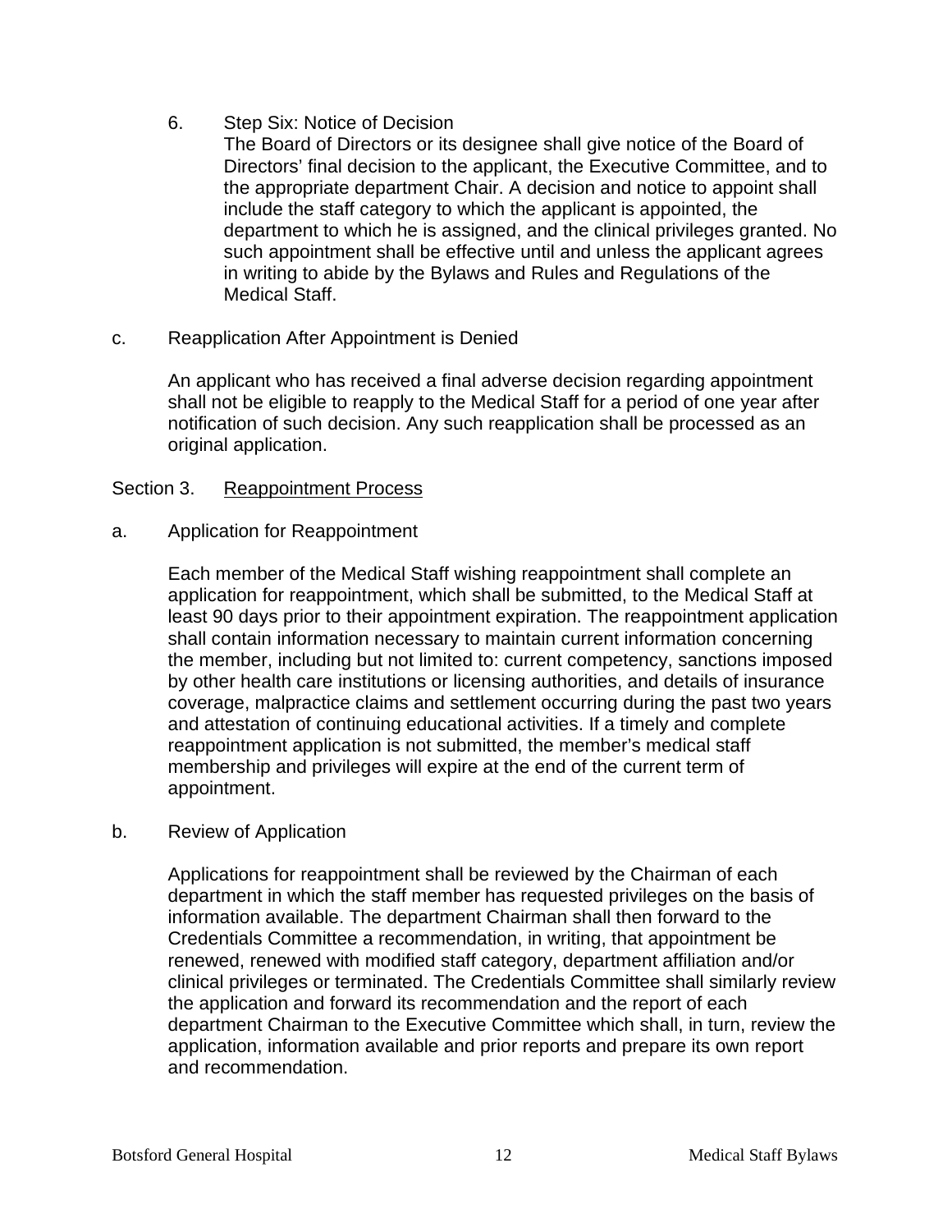6. Step Six: Notice of Decision
   The Board of Directors or its designee shall give notice of the Board of Directors' final decision to the applicant, the Executive Committee, and to the appropriate department Chair. A decision and notice to appoint shall include the staff category to which the applicant is appointed, the department to which he is assigned, and the clinical privileges granted. No such appointment shall be effective until and unless the applicant agrees in writing to abide by the Bylaws and Rules and Regulations of the Medical Staff.

c. Reapplication After Appointment is Denied

An applicant who has received a final adverse decision regarding appointment shall not be eligible to reapply to the Medical Staff for a period of one year after notification of such decision. Any such reapplication shall be processed as an original application.

Section 3. Reappointment Process

a. Application for Reappointment

Each member of the Medical Staff wishing reappointment shall complete an application for reappointment, which shall be submitted, to the Medical Staff at least 90 days prior to their appointment expiration. The reappointment application shall contain information necessary to maintain current information concerning the member, including but not limited to: current competency, sanctions imposed by other health care institutions or licensing authorities, and details of insurance coverage, malpractice claims and settlement occurring during the past two years and attestation of continuing educational activities. If a timely and complete reappointment application is not submitted, the member's medical staff membership and privileges will expire at the end of the current term of appointment.

b. Review of Application

Applications for reappointment shall be reviewed by the Chairman of each department in which the staff member has requested privileges on the basis of information available. The department Chairman shall then forward to the Credentials Committee a recommendation, in writing, that appointment be renewed, renewed with modified staff category, department affiliation and/or clinical privileges or terminated. The Credentials Committee shall similarly review the application and forward its recommendation and the report of each department Chairman to the Executive Committee which shall, in turn, review the application, information available and prior reports and prepare its own report and recommendation.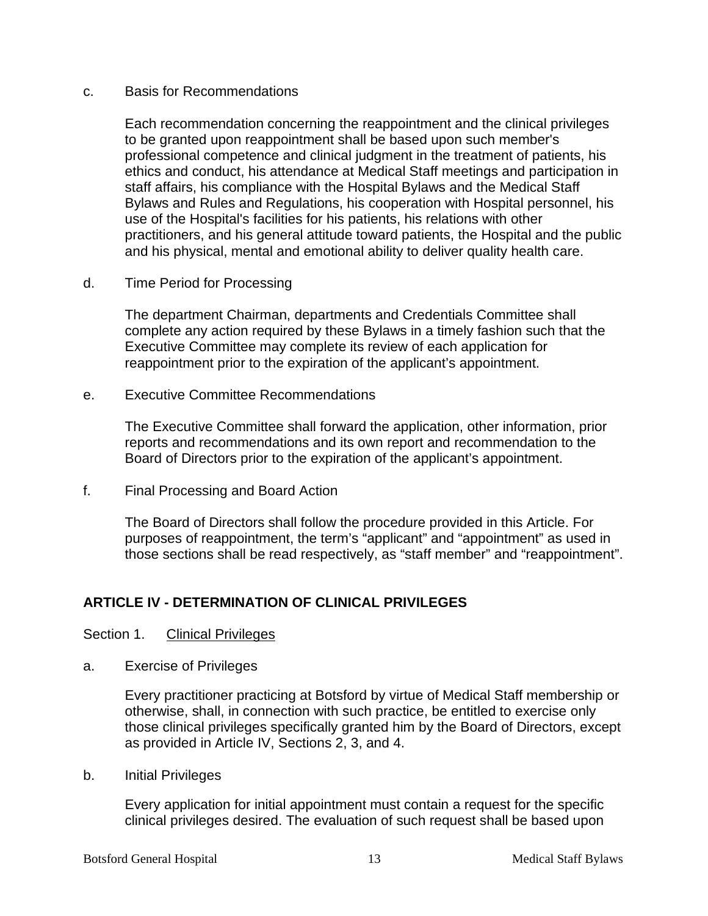c. Basis for Recommendations

Each recommendation concerning the reappointment and the clinical privileges to be granted upon reappointment shall be based upon such member's professional competence and clinical judgment in the treatment of patients, his ethics and conduct, his attendance at Medical Staff meetings and participation in staff affairs, his compliance with the Hospital Bylaws and the Medical Staff Bylaws and Rules and Regulations, his cooperation with Hospital personnel, his use of the Hospital's facilities for his patients, his relations with other practitioners, and his general attitude toward patients, the Hospital and the public and his physical, mental and emotional ability to deliver quality health care.

d. Time Period for Processing

The department Chairman, departments and Credentials Committee shall complete any action required by these Bylaws in a timely fashion such that the Executive Committee may complete its review of each application for reappointment prior to the expiration of the applicant's appointment.

e. Executive Committee Recommendations

The Executive Committee shall forward the application, other information, prior reports and recommendations and its own report and recommendation to the Board of Directors prior to the expiration of the applicant's appointment.

f. Final Processing and Board Action

The Board of Directors shall follow the procedure provided in this Article. For purposes of reappointment, the term's "applicant" and "appointment" as used in those sections shall be read respectively, as "staff member" and "reappointment".

## ARTICLE IV - DETERMINATION OF CLINICAL PRIVILEGES

Section 1. Clinical Privileges

a. Exercise of Privileges

Every practitioner practicing at Botsford by virtue of Medical Staff membership or otherwise, shall, in connection with such practice, be entitled to exercise only those clinical privileges specifically granted him by the Board of Directors, except as provided in Article IV, Sections 2, 3, and 4.

b. Initial Privileges

Every application for initial appointment must contain a request for the specific clinical privileges desired. The evaluation of such request shall be based upon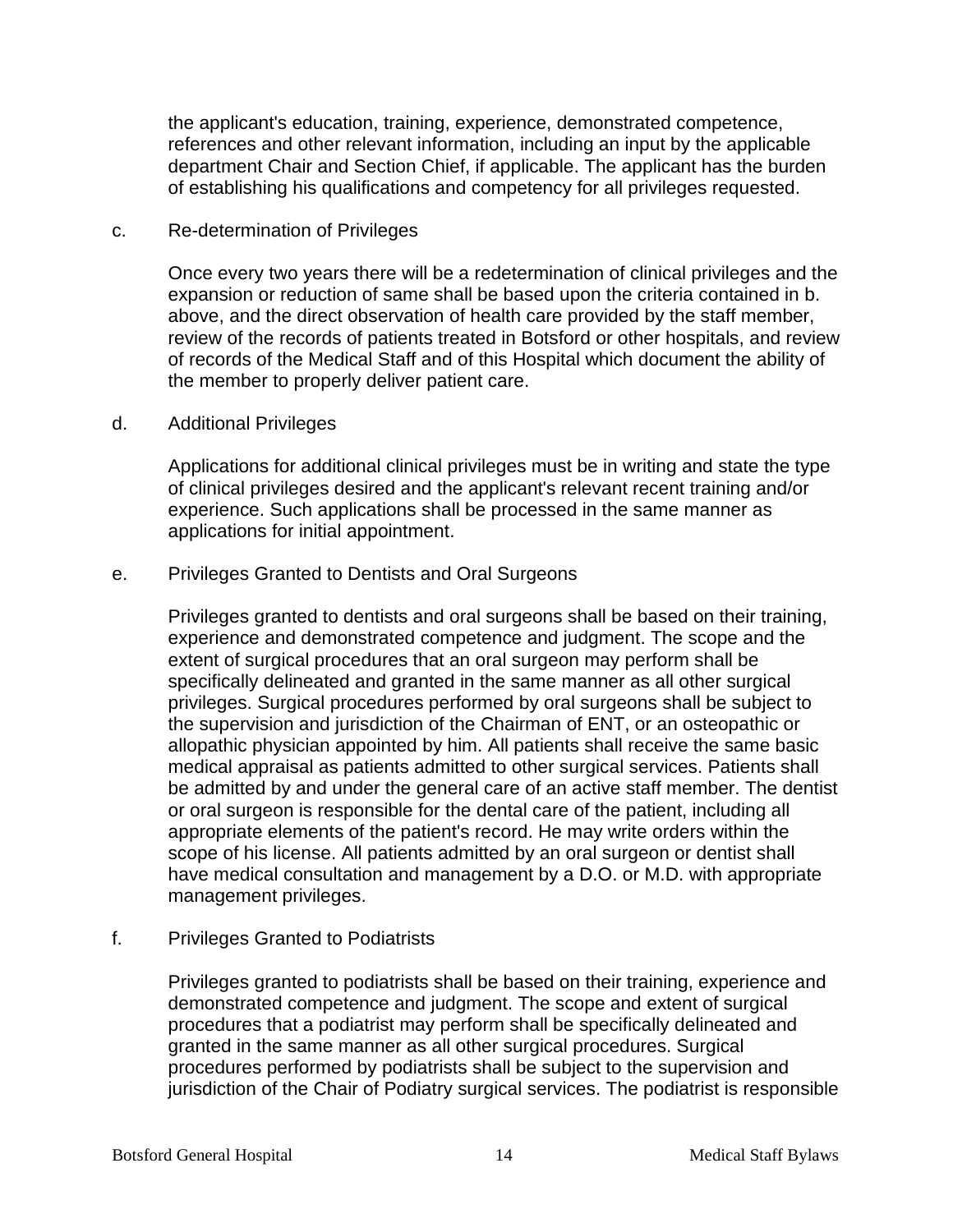the applicant's education, training, experience, demonstrated competence, references and other relevant information, including an input by the applicable department Chair and Section Chief, if applicable. The applicant has the burden of establishing his qualifications and competency for all privileges requested.

c. Re-determination of Privileges

Once every two years there will be a redetermination of clinical privileges and the expansion or reduction of same shall be based upon the criteria contained in b. above, and the direct observation of health care provided by the staff member, review of the records of patients treated in Botsford or other hospitals, and review of records of the Medical Staff and of this Hospital which document the ability of the member to properly deliver patient care.

d. Additional Privileges

Applications for additional clinical privileges must be in writing and state the type of clinical privileges desired and the applicant's relevant recent training and/or experience. Such applications shall be processed in the same manner as applications for initial appointment.

e. Privileges Granted to Dentists and Oral Surgeons

Privileges granted to dentists and oral surgeons shall be based on their training, experience and demonstrated competence and judgment. The scope and the extent of surgical procedures that an oral surgeon may perform shall be specifically delineated and granted in the same manner as all other surgical privileges. Surgical procedures performed by oral surgeons shall be subject to the supervision and jurisdiction of the Chairman of ENT, or an osteopathic or allopathic physician appointed by him. All patients shall receive the same basic medical appraisal as patients admitted to other surgical services. Patients shall be admitted by and under the general care of an active staff member. The dentist or oral surgeon is responsible for the dental care of the patient, including all appropriate elements of the patient's record. He may write orders within the scope of his license. All patients admitted by an oral surgeon or dentist shall have medical consultation and management by a D.O. or M.D. with appropriate management privileges.

f. Privileges Granted to Podiatrists

Privileges granted to podiatrists shall be based on their training, experience and demonstrated competence and judgment. The scope and extent of surgical procedures that a podiatrist may perform shall be specifically delineated and granted in the same manner as all other surgical procedures. Surgical procedures performed by podiatrists shall be subject to the supervision and jurisdiction of the Chair of Podiatry surgical services. The podiatrist is responsible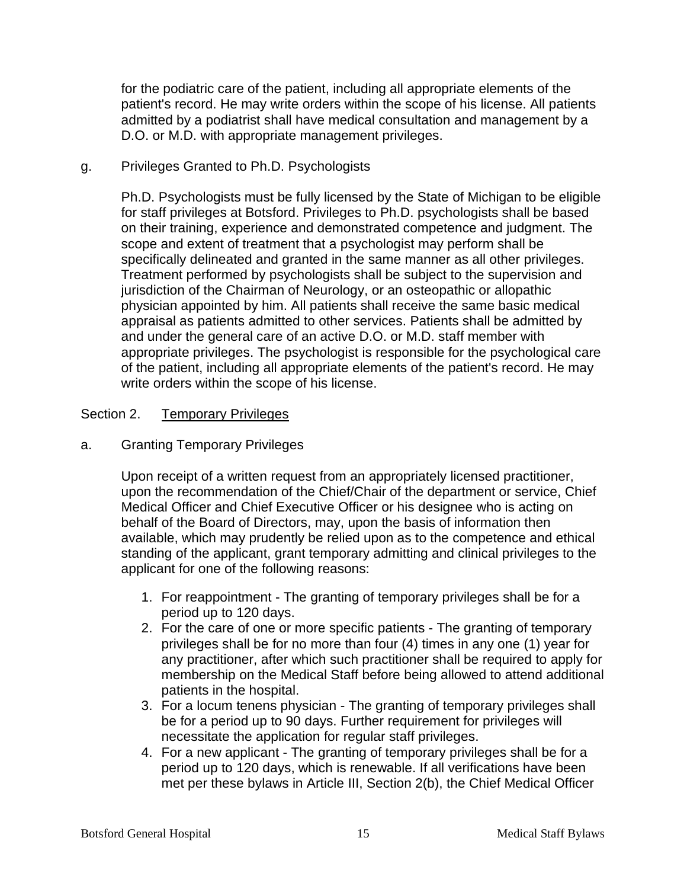for the podiatric care of the patient, including all appropriate elements of the patient's record. He may write orders within the scope of his license. All patients admitted by a podiatrist shall have medical consultation and management by a D.O. or M.D. with appropriate management privileges.

g. Privileges Granted to Ph.D. Psychologists

Ph.D. Psychologists must be fully licensed by the State of Michigan to be eligible for staff privileges at Botsford. Privileges to Ph.D. psychologists shall be based on their training, experience and demonstrated competence and judgment. The scope and extent of treatment that a psychologist may perform shall be specifically delineated and granted in the same manner as all other privileges. Treatment performed by psychologists shall be subject to the supervision and jurisdiction of the Chairman of Neurology, or an osteopathic or allopathic physician appointed by him. All patients shall receive the same basic medical appraisal as patients admitted to other services. Patients shall be admitted by and under the general care of an active D.O. or M.D. staff member with appropriate privileges. The psychologist is responsible for the psychological care of the patient, including all appropriate elements of the patient's record. He may write orders within the scope of his license.

Section 2. <u>Temporary Privileges</u>

a. Granting Temporary Privileges

Upon receipt of a written request from an appropriately licensed practitioner, upon the recommendation of the Chief/Chair of the department or service, Chief Medical Officer and Chief Executive Officer or his designee who is acting on behalf of the Board of Directors, may, upon the basis of information then available, which may prudently be relied upon as to the competence and ethical standing of the applicant, grant temporary admitting and clinical privileges to the applicant for one of the following reasons:

1. For reappointment - The granting of temporary privileges shall be for a period up to 120 days.
2. For the care of one or more specific patients - The granting of temporary privileges shall be for no more than four (4) times in any one (1) year for any practitioner, after which such practitioner shall be required to apply for membership on the Medical Staff before being allowed to attend additional patients in the hospital.
3. For a locum tenens physician - The granting of temporary privileges shall be for a period up to 90 days. Further requirement for privileges will necessitate the application for regular staff privileges.
4. For a new applicant - The granting of temporary privileges shall be for a period up to 120 days, which is renewable. If all verifications have been met per these bylaws in Article III, Section 2(b), the Chief Medical Officer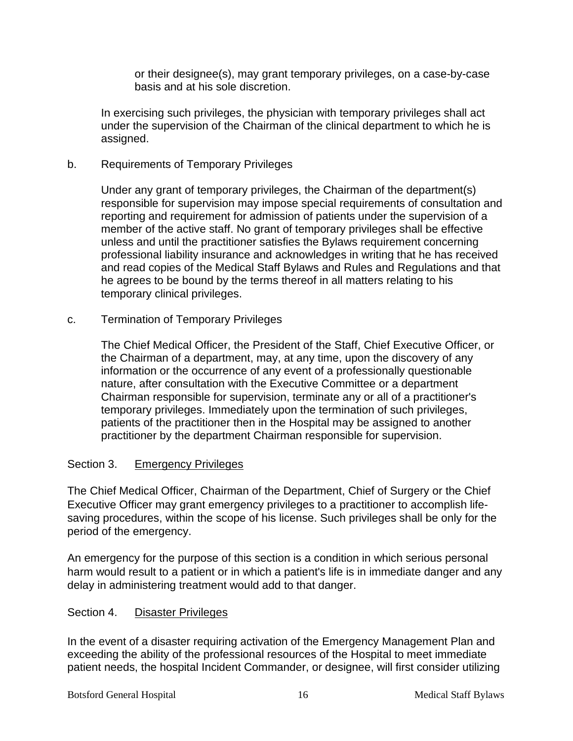or their designee(s), may grant temporary privileges, on a case-by-case basis and at his sole discretion.

In exercising such privileges, the physician with temporary privileges shall act under the supervision of the Chairman of the clinical department to which he is assigned.

b. Requirements of Temporary Privileges

Under any grant of temporary privileges, the Chairman of the department(s) responsible for supervision may impose special requirements of consultation and reporting and requirement for admission of patients under the supervision of a member of the active staff. No grant of temporary privileges shall be effective unless and until the practitioner satisfies the Bylaws requirement concerning professional liability insurance and acknowledges in writing that he has received and read copies of the Medical Staff Bylaws and Rules and Regulations and that he agrees to be bound by the terms thereof in all matters relating to his temporary clinical privileges.

c. Termination of Temporary Privileges

The Chief Medical Officer, the President of the Staff, Chief Executive Officer, or the Chairman of a department, may, at any time, upon the discovery of any information or the occurrence of any event of a professionally questionable nature, after consultation with the Executive Committee or a department Chairman responsible for supervision, terminate any or all of a practitioner's temporary privileges. Immediately upon the termination of such privileges, patients of the practitioner then in the Hospital may be assigned to another practitioner by the department Chairman responsible for supervision.

## Section 3. Emergency Privileges

The Chief Medical Officer, Chairman of the Department, Chief of Surgery or the Chief Executive Officer may grant emergency privileges to a practitioner to accomplish life-saving procedures, within the scope of his license. Such privileges shall be only for the period of the emergency.

An emergency for the purpose of this section is a condition in which serious personal harm would result to a patient or in which a patient's life is in immediate danger and any delay in administering treatment would add to that danger.

## Section 4. Disaster Privileges

In the event of a disaster requiring activation of the Emergency Management Plan and exceeding the ability of the professional resources of the Hospital to meet immediate patient needs, the hospital Incident Commander, or designee, will first consider utilizing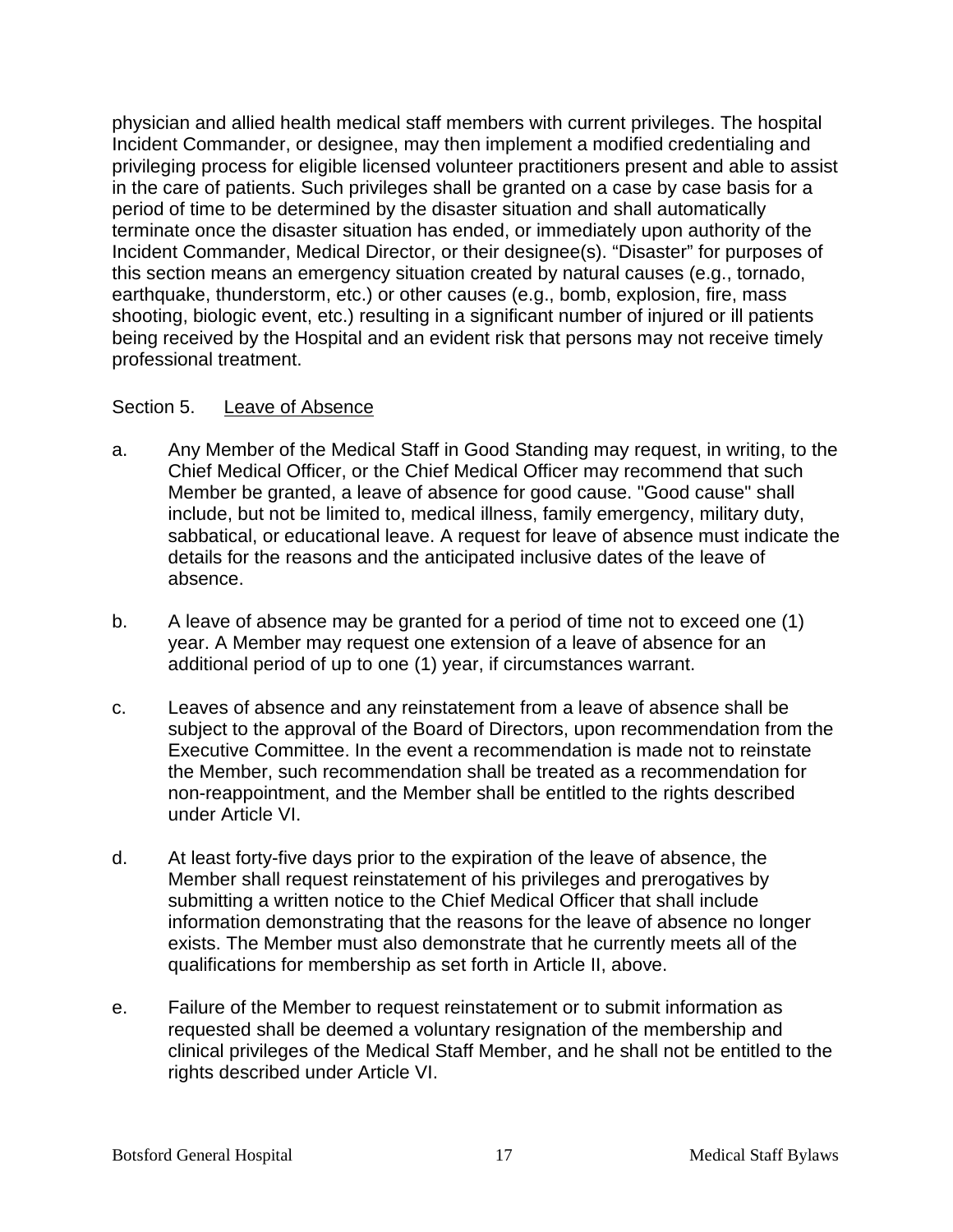physician and allied health medical staff members with current privileges. The hospital Incident Commander, or designee, may then implement a modified credentialing and privileging process for eligible licensed volunteer practitioners present and able to assist in the care of patients. Such privileges shall be granted on a case by case basis for a period of time to be determined by the disaster situation and shall automatically terminate once the disaster situation has ended, or immediately upon authority of the Incident Commander, Medical Director, or their designee(s). “Disaster” for purposes of this section means an emergency situation created by natural causes (e.g., tornado, earthquake, thunderstorm, etc.) or other causes (e.g., bomb, explosion, fire, mass shooting, biologic event, etc.) resulting in a significant number of injured or ill patients being received by the Hospital and an evident risk that persons may not receive timely professional treatment.

Section 5. Leave of Absence

a. Any Member of the Medical Staff in Good Standing may request, in writing, to the Chief Medical Officer, or the Chief Medical Officer may recommend that such Member be granted, a leave of absence for good cause. "Good cause" shall include, but not be limited to, medical illness, family emergency, military duty, sabbatical, or educational leave. A request for leave of absence must indicate the details for the reasons and the anticipated inclusive dates of the leave of absence.

b. A leave of absence may be granted for a period of time not to exceed one (1) year. A Member may request one extension of a leave of absence for an additional period of up to one (1) year, if circumstances warrant.

c. Leaves of absence and any reinstatement from a leave of absence shall be subject to the approval of the Board of Directors, upon recommendation from the Executive Committee. In the event a recommendation is made not to reinstate the Member, such recommendation shall be treated as a recommendation for non-reappointment, and the Member shall be entitled to the rights described under Article VI.

d. At least forty-five days prior to the expiration of the leave of absence, the Member shall request reinstatement of his privileges and prerogatives by submitting a written notice to the Chief Medical Officer that shall include information demonstrating that the reasons for the leave of absence no longer exists. The Member must also demonstrate that he currently meets all of the qualifications for membership as set forth in Article II, above.

e. Failure of the Member to request reinstatement or to submit information as requested shall be deemed a voluntary resignation of the membership and clinical privileges of the Medical Staff Member, and he shall not be entitled to the rights described under Article VI.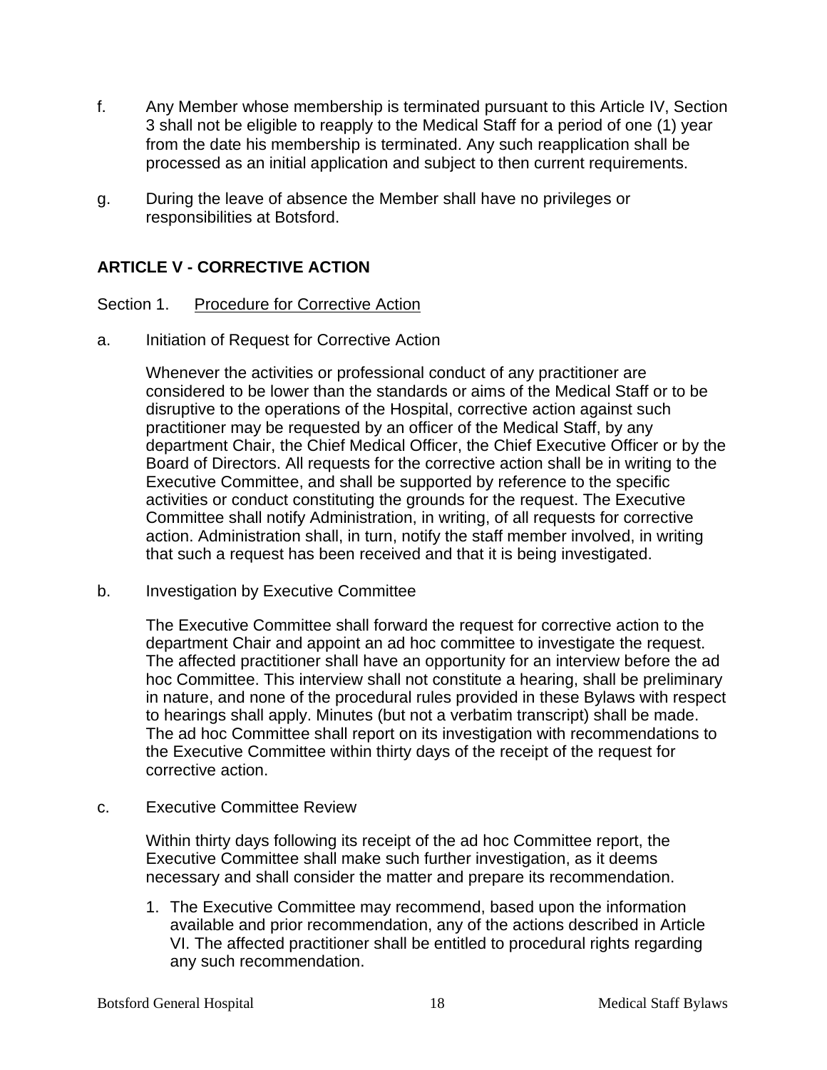f. Any Member whose membership is terminated pursuant to this Article IV, Section 3 shall not be eligible to reapply to the Medical Staff for a period of one (1) year from the date his membership is terminated. Any such reapplication shall be processed as an initial application and subject to then current requirements.

g. During the leave of absence the Member shall have no privileges or responsibilities at Botsford.

## ARTICLE V - CORRECTIVE ACTION

Section 1. Procedure for Corrective Action

a. Initiation of Request for Corrective Action

Whenever the activities or professional conduct of any practitioner are considered to be lower than the standards or aims of the Medical Staff or to be disruptive to the operations of the Hospital, corrective action against such practitioner may be requested by an officer of the Medical Staff, by any department Chair, the Chief Medical Officer, the Chief Executive Officer or by the Board of Directors. All requests for the corrective action shall be in writing to the Executive Committee, and shall be supported by reference to the specific activities or conduct constituting the grounds for the request. The Executive Committee shall notify Administration, in writing, of all requests for corrective action. Administration shall, in turn, notify the staff member involved, in writing that such a request has been received and that it is being investigated.

b. Investigation by Executive Committee

The Executive Committee shall forward the request for corrective action to the department Chair and appoint an ad hoc committee to investigate the request. The affected practitioner shall have an opportunity for an interview before the ad hoc Committee. This interview shall not constitute a hearing, shall be preliminary in nature, and none of the procedural rules provided in these Bylaws with respect to hearings shall apply. Minutes (but not a verbatim transcript) shall be made. The ad hoc Committee shall report on its investigation with recommendations to the Executive Committee within thirty days of the receipt of the request for corrective action.

c. Executive Committee Review

Within thirty days following its receipt of the ad hoc Committee report, the Executive Committee shall make such further investigation, as it deems necessary and shall consider the matter and prepare its recommendation.

1. The Executive Committee may recommend, based upon the information available and prior recommendation, any of the actions described in Article VI. The affected practitioner shall be entitled to procedural rights regarding any such recommendation.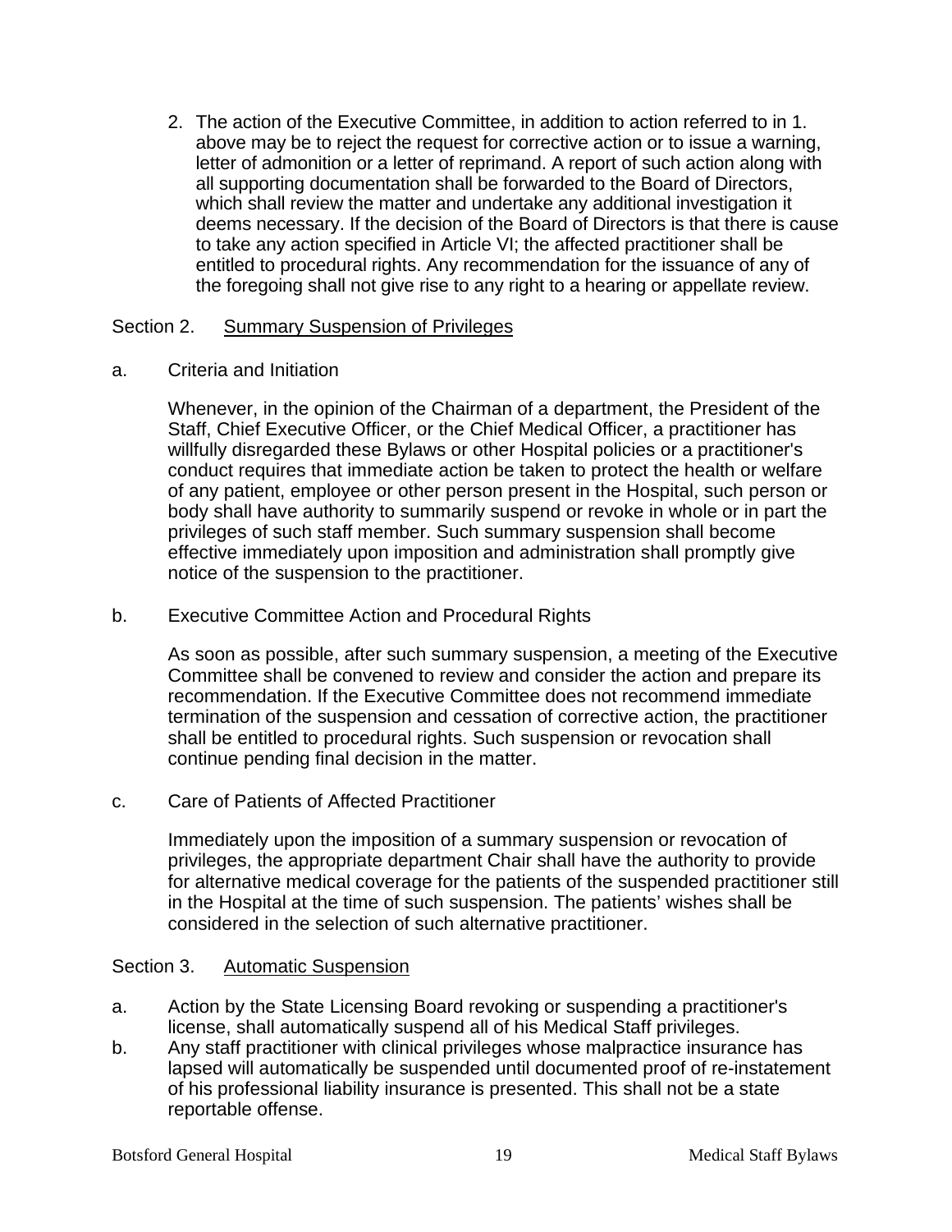2. The action of the Executive Committee, in addition to action referred to in 1. above may be to reject the request for corrective action or to issue a warning, letter of admonition or a letter of reprimand. A report of such action along with all supporting documentation shall be forwarded to the Board of Directors, which shall review the matter and undertake any additional investigation it deems necessary. If the decision of the Board of Directors is that there is cause to take any action specified in Article VI; the affected practitioner shall be entitled to procedural rights. Any recommendation for the issuance of any of the foregoing shall not give rise to any right to a hearing or appellate review.

Section 2. Summary Suspension of Privileges

a. Criteria and Initiation

Whenever, in the opinion of the Chairman of a department, the President of the Staff, Chief Executive Officer, or the Chief Medical Officer, a practitioner has willfully disregarded these Bylaws or other Hospital policies or a practitioner's conduct requires that immediate action be taken to protect the health or welfare of any patient, employee or other person present in the Hospital, such person or body shall have authority to summarily suspend or revoke in whole or in part the privileges of such staff member. Such summary suspension shall become effective immediately upon imposition and administration shall promptly give notice of the suspension to the practitioner.

b. Executive Committee Action and Procedural Rights

As soon as possible, after such summary suspension, a meeting of the Executive Committee shall be convened to review and consider the action and prepare its recommendation. If the Executive Committee does not recommend immediate termination of the suspension and cessation of corrective action, the practitioner shall be entitled to procedural rights. Such suspension or revocation shall continue pending final decision in the matter.

c. Care of Patients of Affected Practitioner

Immediately upon the imposition of a summary suspension or revocation of privileges, the appropriate department Chair shall have the authority to provide for alternative medical coverage for the patients of the suspended practitioner still in the Hospital at the time of such suspension. The patients' wishes shall be considered in the selection of such alternative practitioner.

Section 3. Automatic Suspension

a. Action by the State Licensing Board revoking or suspending a practitioner's license, shall automatically suspend all of his Medical Staff privileges.

b. Any staff practitioner with clinical privileges whose malpractice insurance has lapsed will automatically be suspended until documented proof of re-instatement of his professional liability insurance is presented. This shall not be a state reportable offense.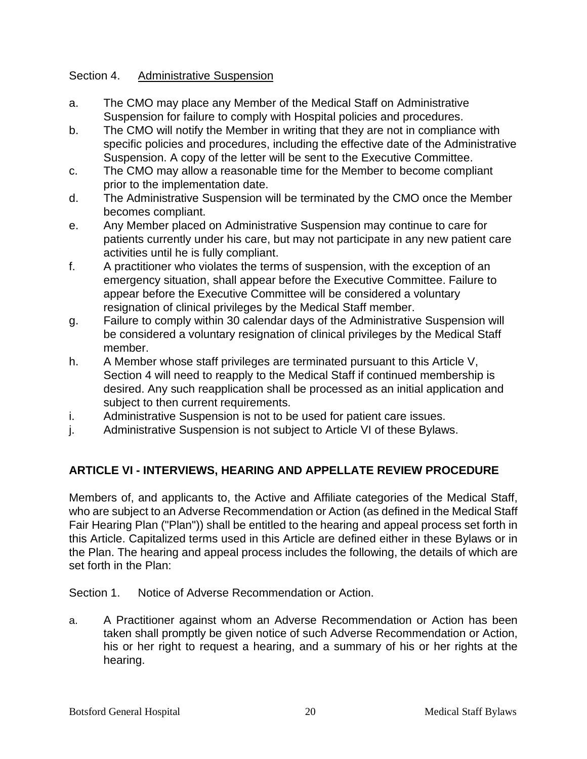Section 4. Administrative Suspension

a. The CMO may place any Member of the Medical Staff on Administrative Suspension for failure to comply with Hospital policies and procedures.
b. The CMO will notify the Member in writing that they are not in compliance with specific policies and procedures, including the effective date of the Administrative Suspension. A copy of the letter will be sent to the Executive Committee.
c. The CMO may allow a reasonable time for the Member to become compliant prior to the implementation date.
d. The Administrative Suspension will be terminated by the CMO once the Member becomes compliant.
e. Any Member placed on Administrative Suspension may continue to care for patients currently under his care, but may not participate in any new patient care activities until he is fully compliant.
f. A practitioner who violates the terms of suspension, with the exception of an emergency situation, shall appear before the Executive Committee. Failure to appear before the Executive Committee will be considered a voluntary resignation of clinical privileges by the Medical Staff member.
g. Failure to comply within 30 calendar days of the Administrative Suspension will be considered a voluntary resignation of clinical privileges by the Medical Staff member.
h. A Member whose staff privileges are terminated pursuant to this Article V, Section 4 will need to reapply to the Medical Staff if continued membership is desired. Any such reapplication shall be processed as an initial application and subject to then current requirements.
i. Administrative Suspension is not to be used for patient care issues.
j. Administrative Suspension is not subject to Article VI of these Bylaws.

## ARTICLE VI - INTERVIEWS, HEARING AND APPELLATE REVIEW PROCEDURE

Members of, and applicants to, the Active and Affiliate categories of the Medical Staff, who are subject to an Adverse Recommendation or Action (as defined in the Medical Staff Fair Hearing Plan ("Plan")) shall be entitled to the hearing and appeal process set forth in this Article. Capitalized terms used in this Article are defined either in these Bylaws or in the Plan. The hearing and appeal process includes the following, the details of which are set forth in the Plan:

Section 1. Notice of Adverse Recommendation or Action.

a. A Practitioner against whom an Adverse Recommendation or Action has been taken shall promptly be given notice of such Adverse Recommendation or Action, his or her right to request a hearing, and a summary of his or her rights at the hearing.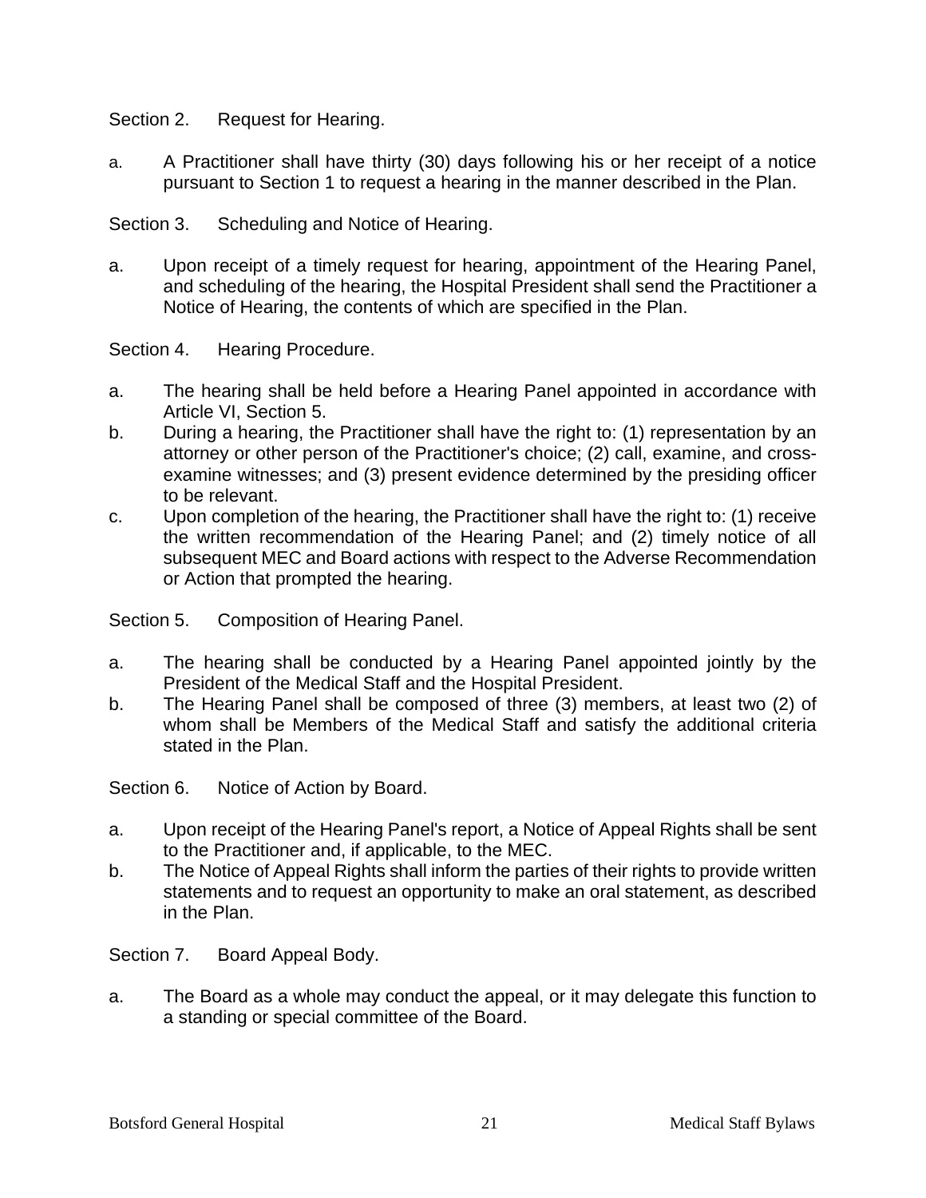Section 2. Request for Hearing.

a. A Practitioner shall have thirty (30) days following his or her receipt of a notice pursuant to Section 1 to request a hearing in the manner described in the Plan.

Section 3. Scheduling and Notice of Hearing.

a. Upon receipt of a timely request for hearing, appointment of the Hearing Panel, and scheduling of the hearing, the Hospital President shall send the Practitioner a Notice of Hearing, the contents of which are specified in the Plan.

Section 4. Hearing Procedure.

a. The hearing shall be held before a Hearing Panel appointed in accordance with Article VI, Section 5.
b. During a hearing, the Practitioner shall have the right to: (1) representation by an attorney or other person of the Practitioner's choice; (2) call, examine, and cross-examine witnesses; and (3) present evidence determined by the presiding officer to be relevant.
c. Upon completion of the hearing, the Practitioner shall have the right to: (1) receive the written recommendation of the Hearing Panel; and (2) timely notice of all subsequent MEC and Board actions with respect to the Adverse Recommendation or Action that prompted the hearing.

Section 5. Composition of Hearing Panel.

a. The hearing shall be conducted by a Hearing Panel appointed jointly by the President of the Medical Staff and the Hospital President.
b. The Hearing Panel shall be composed of three (3) members, at least two (2) of whom shall be Members of the Medical Staff and satisfy the additional criteria stated in the Plan.

Section 6. Notice of Action by Board.

a. Upon receipt of the Hearing Panel's report, a Notice of Appeal Rights shall be sent to the Practitioner and, if applicable, to the MEC.
b. The Notice of Appeal Rights shall inform the parties of their rights to provide written statements and to request an opportunity to make an oral statement, as described in the Plan.

Section 7. Board Appeal Body.

a. The Board as a whole may conduct the appeal, or it may delegate this function to a standing or special committee of the Board.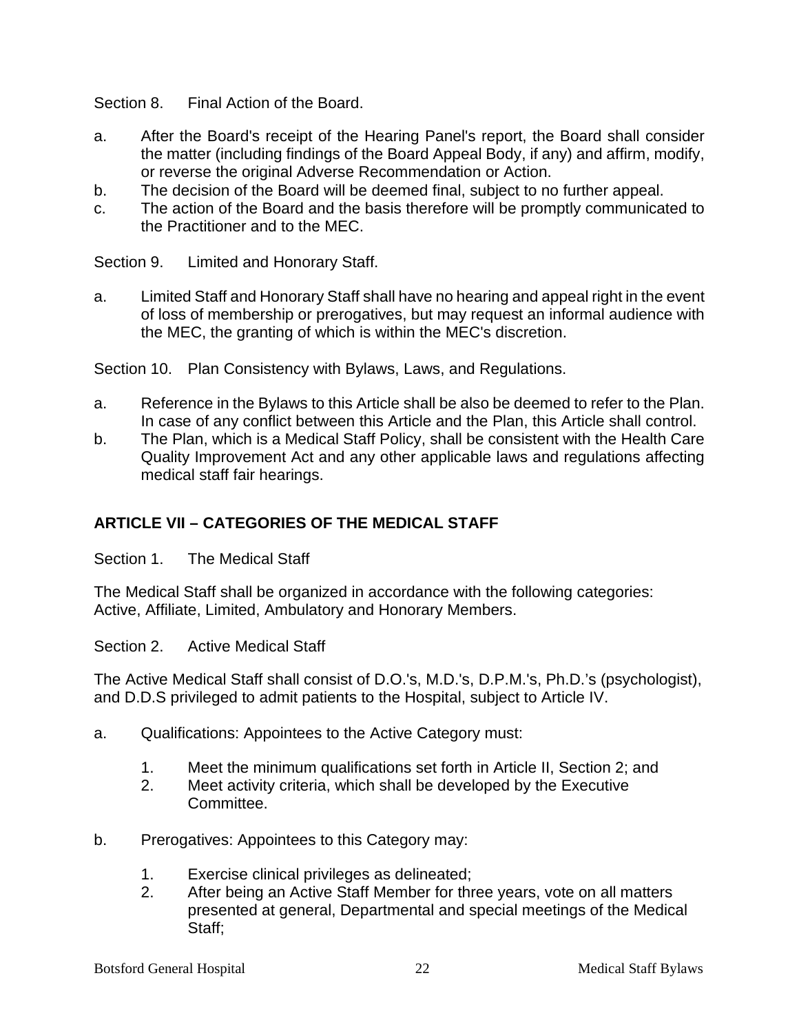Section 8. Final Action of the Board.

a. After the Board's receipt of the Hearing Panel's report, the Board shall consider the matter (including findings of the Board Appeal Body, if any) and affirm, modify, or reverse the original Adverse Recommendation or Action.
b. The decision of the Board will be deemed final, subject to no further appeal.
c. The action of the Board and the basis therefore will be promptly communicated to the Practitioner and to the MEC.

Section 9. Limited and Honorary Staff.

a. Limited Staff and Honorary Staff shall have no hearing and appeal right in the event of loss of membership or prerogatives, but may request an informal audience with the MEC, the granting of which is within the MEC's discretion.

Section 10. Plan Consistency with Bylaws, Laws, and Regulations.

a. Reference in the Bylaws to this Article shall be also be deemed to refer to the Plan. In case of any conflict between this Article and the Plan, this Article shall control.
b. The Plan, which is a Medical Staff Policy, shall be consistent with the Health Care Quality Improvement Act and any other applicable laws and regulations affecting medical staff fair hearings.

## ARTICLE VII – CATEGORIES OF THE MEDICAL STAFF

Section 1. The Medical Staff

The Medical Staff shall be organized in accordance with the following categories: Active, Affiliate, Limited, Ambulatory and Honorary Members.

Section 2. Active Medical Staff

The Active Medical Staff shall consist of D.O.'s, M.D.'s, D.P.M.'s, Ph.D.'s (psychologist), and D.D.S privileged to admit patients to the Hospital, subject to Article IV.

a. Qualifications: Appointees to the Active Category must:

    1. Meet the minimum qualifications set forth in Article II, Section 2; and
    2. Meet activity criteria, which shall be developed by the Executive Committee.

b. Prerogatives: Appointees to this Category may:

    1. Exercise clinical privileges as delineated;
    2. After being an Active Staff Member for three years, vote on all matters presented at general, Departmental and special meetings of the Medical Staff;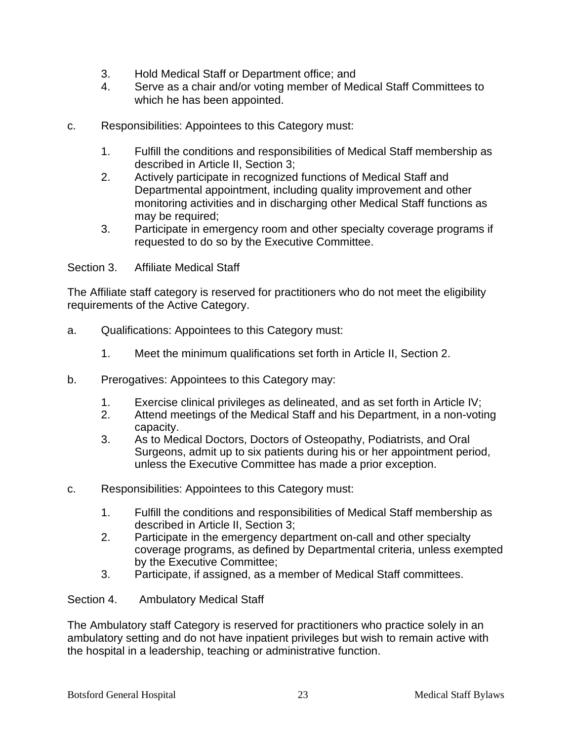3. Hold Medical Staff or Department office; and
4. Serve as a chair and/or voting member of Medical Staff Committees to which he has been appointed.

c. Responsibilities: Appointees to this Category must:

1. Fulfill the conditions and responsibilities of Medical Staff membership as described in Article II, Section 3;
2. Actively participate in recognized functions of Medical Staff and Departmental appointment, including quality improvement and other monitoring activities and in discharging other Medical Staff functions as may be required;
3. Participate in emergency room and other specialty coverage programs if requested to do so by the Executive Committee.

Section 3. Affiliate Medical Staff

The Affiliate staff category is reserved for practitioners who do not meet the eligibility requirements of the Active Category.

a. Qualifications: Appointees to this Category must:

1. Meet the minimum qualifications set forth in Article II, Section 2.

b. Prerogatives: Appointees to this Category may:

1. Exercise clinical privileges as delineated, and as set forth in Article IV;
2. Attend meetings of the Medical Staff and his Department, in a non-voting capacity.
3. As to Medical Doctors, Doctors of Osteopathy, Podiatrists, and Oral Surgeons, admit up to six patients during his or her appointment period, unless the Executive Committee has made a prior exception.

c. Responsibilities: Appointees to this Category must:

1. Fulfill the conditions and responsibilities of Medical Staff membership as described in Article II, Section 3;
2. Participate in the emergency department on-call and other specialty coverage programs, as defined by Departmental criteria, unless exempted by the Executive Committee;
3. Participate, if assigned, as a member of Medical Staff committees.

Section 4. Ambulatory Medical Staff

The Ambulatory staff Category is reserved for practitioners who practice solely in an ambulatory setting and do not have inpatient privileges but wish to remain active with the hospital in a leadership, teaching or administrative function.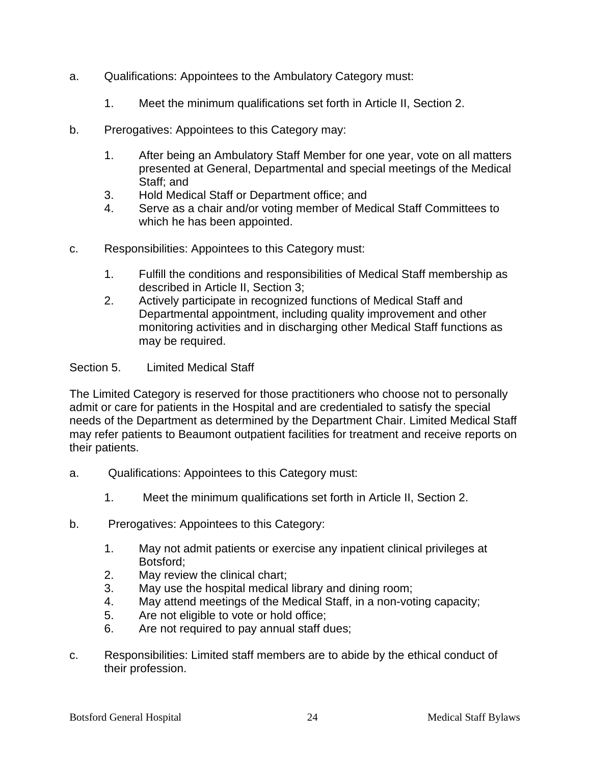a. Qualifications: Appointees to the Ambulatory Category must:

   1. Meet the minimum qualifications set forth in Article II, Section 2.

b. Prerogatives: Appointees to this Category may:

   1. After being an Ambulatory Staff Member for one year, vote on all matters presented at General, Departmental and special meetings of the Medical Staff; and
   3. Hold Medical Staff or Department office; and
   4. Serve as a chair and/or voting member of Medical Staff Committees to which he has been appointed.

c. Responsibilities: Appointees to this Category must:

   1. Fulfill the conditions and responsibilities of Medical Staff membership as described in Article II, Section 3;
   2. Actively participate in recognized functions of Medical Staff and Departmental appointment, including quality improvement and other monitoring activities and in discharging other Medical Staff functions as may be required.

Section 5. Limited Medical Staff

The Limited Category is reserved for those practitioners who choose not to personally admit or care for patients in the Hospital and are credentialed to satisfy the special needs of the Department as determined by the Department Chair. Limited Medical Staff may refer patients to Beaumont outpatient facilities for treatment and receive reports on their patients.

a. Qualifications: Appointees to this Category must:

   1. Meet the minimum qualifications set forth in Article II, Section 2.

b. Prerogatives: Appointees to this Category:

   1. May not admit patients or exercise any inpatient clinical privileges at Botsford;
   2. May review the clinical chart;
   3. May use the hospital medical library and dining room;
   4. May attend meetings of the Medical Staff, in a non-voting capacity;
   5. Are not eligible to vote or hold office;
   6. Are not required to pay annual staff dues;

c. Responsibilities: Limited staff members are to abide by the ethical conduct of their profession.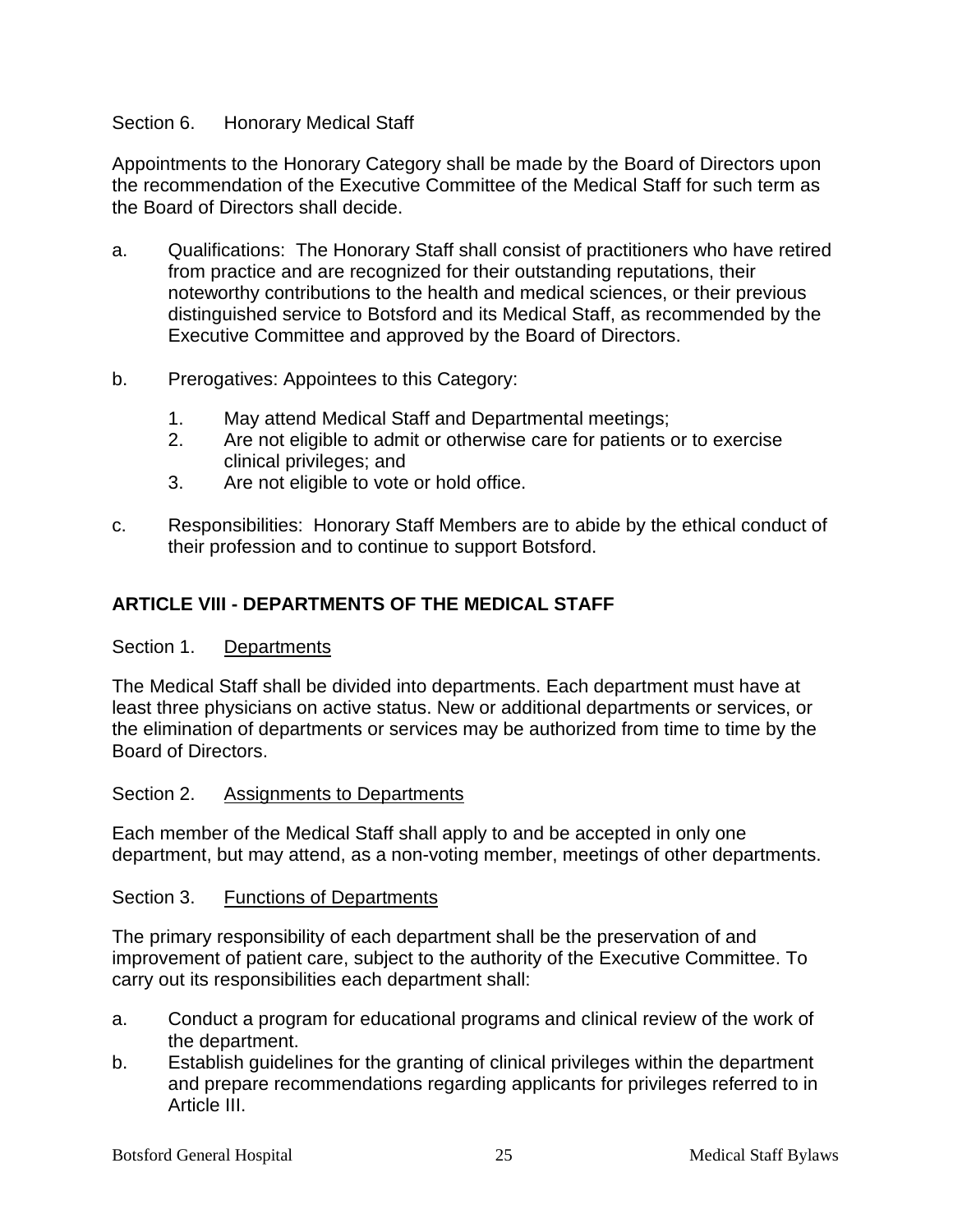Section 6. Honorary Medical Staff

Appointments to the Honorary Category shall be made by the Board of Directors upon the recommendation of the Executive Committee of the Medical Staff for such term as the Board of Directors shall decide.

a. Qualifications: The Honorary Staff shall consist of practitioners who have retired from practice and are recognized for their outstanding reputations, their noteworthy contributions to the health and medical sciences, or their previous distinguished service to Botsford and its Medical Staff, as recommended by the Executive Committee and approved by the Board of Directors.

b. Prerogatives: Appointees to this Category:

   1. May attend Medical Staff and Departmental meetings;
   2. Are not eligible to admit or otherwise care for patients or to exercise clinical privileges; and
   3. Are not eligible to vote or hold office.

c. Responsibilities: Honorary Staff Members are to abide by the ethical conduct of their profession and to continue to support Botsford.

## ARTICLE VIII - DEPARTMENTS OF THE MEDICAL STAFF

Section 1. <u>Departments</u>

The Medical Staff shall be divided into departments. Each department must have at least three physicians on active status. New or additional departments or services, or the elimination of departments or services may be authorized from time to time by the Board of Directors.

Section 2. <u>Assignments to Departments</u>

Each member of the Medical Staff shall apply to and be accepted in only one department, but may attend, as a non-voting member, meetings of other departments.

Section 3. <u>Functions of Departments</u>

The primary responsibility of each department shall be the preservation of and improvement of patient care, subject to the authority of the Executive Committee. To carry out its responsibilities each department shall:

a. Conduct a program for educational programs and clinical review of the work of the department.
b. Establish guidelines for the granting of clinical privileges within the department and prepare recommendations regarding applicants for privileges referred to in Article III.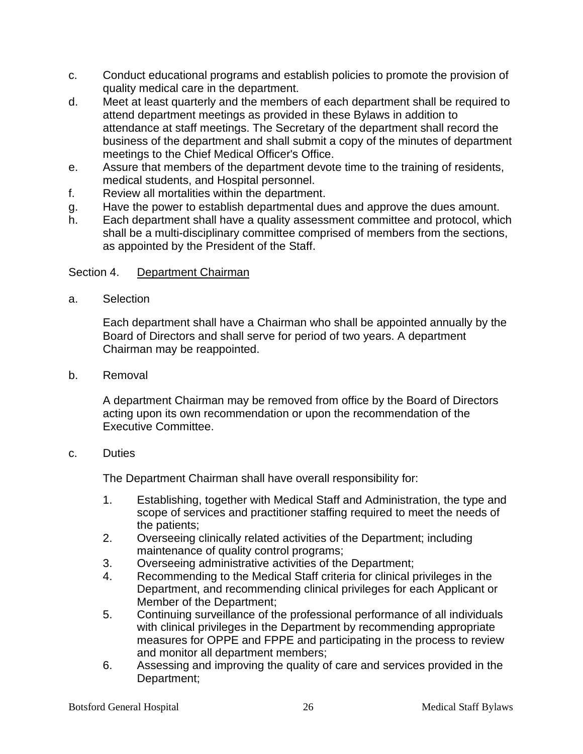c. Conduct educational programs and establish policies to promote the provision of quality medical care in the department.

d. Meet at least quarterly and the members of each department shall be required to attend department meetings as provided in these Bylaws in addition to attendance at staff meetings. The Secretary of the department shall record the business of the department and shall submit a copy of the minutes of department meetings to the Chief Medical Officer's Office.

e. Assure that members of the department devote time to the training of residents, medical students, and Hospital personnel.

f. Review all mortalities within the department.

g. Have the power to establish departmental dues and approve the dues amount.

h. Each department shall have a quality assessment committee and protocol, which shall be a multi-disciplinary committee comprised of members from the sections, as appointed by the President of the Staff.

Section 4. <u>Department Chairman</u>

a. Selection

Each department shall have a Chairman who shall be appointed annually by the Board of Directors and shall serve for period of two years. A department Chairman may be reappointed.

b. Removal

A department Chairman may be removed from office by the Board of Directors acting upon its own recommendation or upon the recommendation of the Executive Committee.

c. Duties

The Department Chairman shall have overall responsibility for:

1. Establishing, together with Medical Staff and Administration, the type and scope of services and practitioner staffing required to meet the needs of the patients;
2. Overseeing clinically related activities of the Department; including maintenance of quality control programs;
3. Overseeing administrative activities of the Department;
4. Recommending to the Medical Staff criteria for clinical privileges in the Department, and recommending clinical privileges for each Applicant or Member of the Department;
5. Continuing surveillance of the professional performance of all individuals with clinical privileges in the Department by recommending appropriate measures for OPPE and FPPE and participating in the process to review and monitor all department members;
6. Assessing and improving the quality of care and services provided in the Department;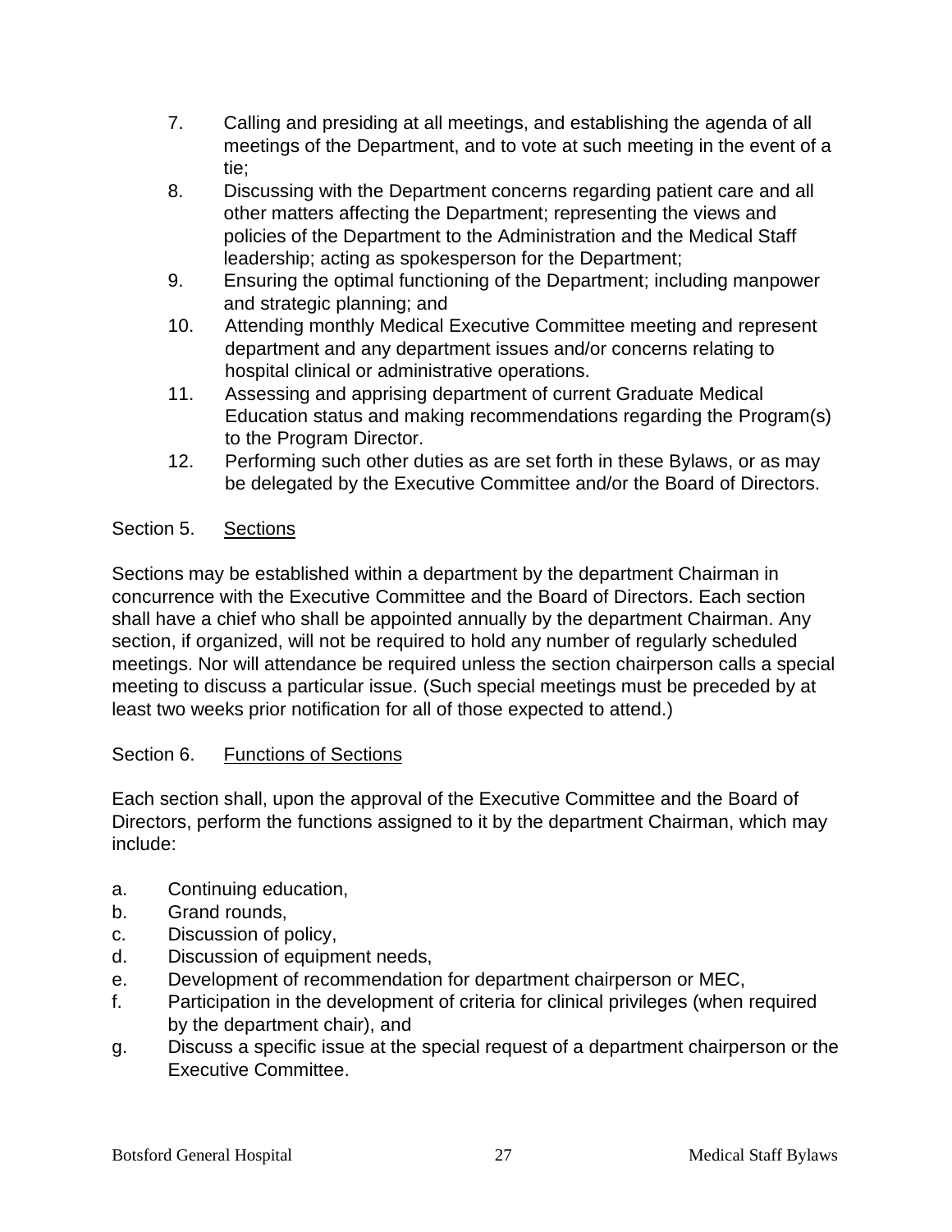7. Calling and presiding at all meetings, and establishing the agenda of all meetings of the Department, and to vote at such meeting in the event of a tie;
8. Discussing with the Department concerns regarding patient care and all other matters affecting the Department; representing the views and policies of the Department to the Administration and the Medical Staff leadership; acting as spokesperson for the Department;
9. Ensuring the optimal functioning of the Department; including manpower and strategic planning; and
10. Attending monthly Medical Executive Committee meeting and represent department and any department issues and/or concerns relating to hospital clinical or administrative operations.
11. Assessing and apprising department of current Graduate Medical Education status and making recommendations regarding the Program(s) to the Program Director.
12. Performing such other duties as are set forth in these Bylaws, or as may be delegated by the Executive Committee and/or the Board of Directors.

Section 5. <u>Sections</u>

Sections may be established within a department by the department Chairman in concurrence with the Executive Committee and the Board of Directors. Each section shall have a chief who shall be appointed annually by the department Chairman. Any section, if organized, will not be required to hold any number of regularly scheduled meetings. Nor will attendance be required unless the section chairperson calls a special meeting to discuss a particular issue. (Such special meetings must be preceded by at least two weeks prior notification for all of those expected to attend.)

Section 6. <u>Functions of Sections</u>

Each section shall, upon the approval of the Executive Committee and the Board of Directors, perform the functions assigned to it by the department Chairman, which may include:

a. Continuing education,
b. Grand rounds,
c. Discussion of policy,
d. Discussion of equipment needs,
e. Development of recommendation for department chairperson or MEC,
f. Participation in the development of criteria for clinical privileges (when required by the department chair), and
g. Discuss a specific issue at the special request of a department chairperson or the Executive Committee.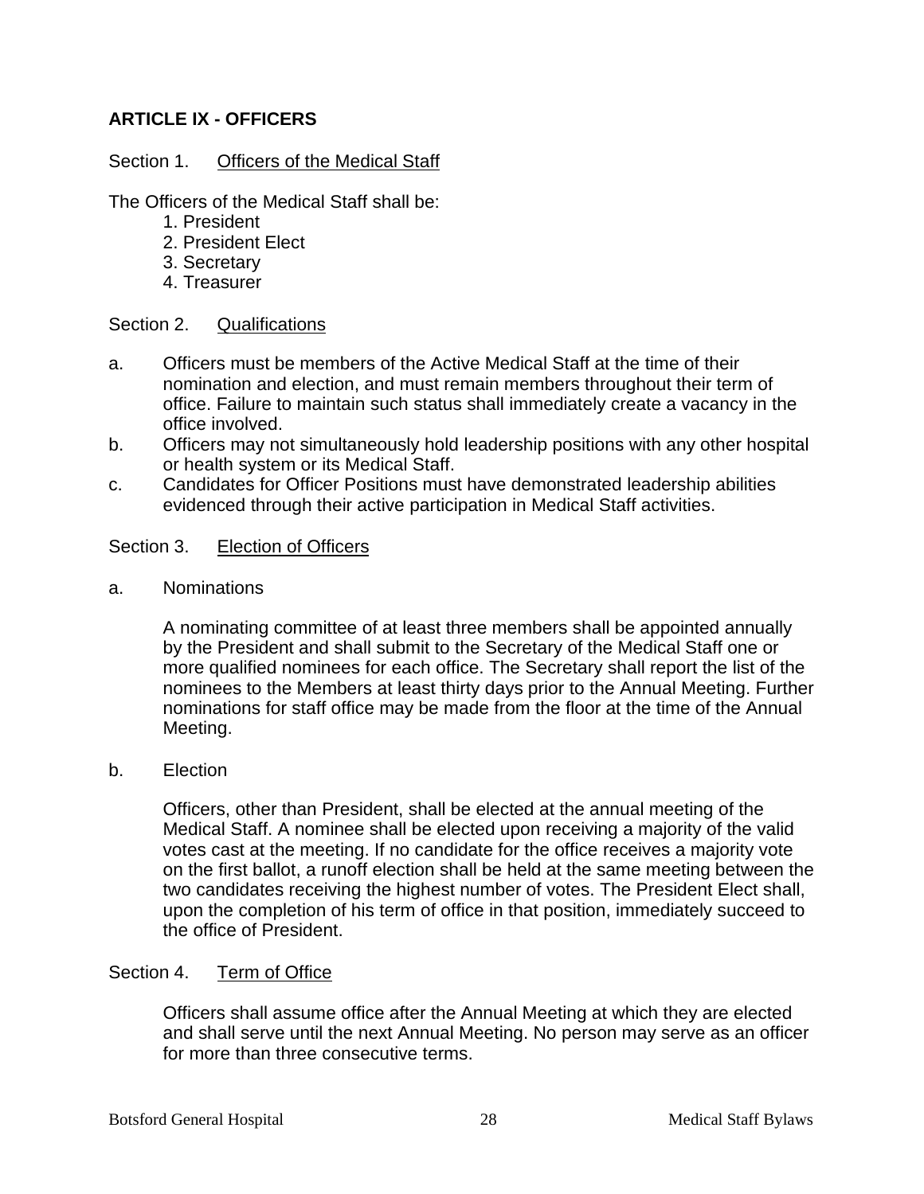## ARTICLE IX - OFFICERS

Section 1. Officers of the Medical Staff

The Officers of the Medical Staff shall be:

1. President
2. President Elect
3. Secretary
4. Treasurer

Section 2. Qualifications

a. Officers must be members of the Active Medical Staff at the time of their nomination and election, and must remain members throughout their term of office. Failure to maintain such status shall immediately create a vacancy in the office involved.

b. Officers may not simultaneously hold leadership positions with any other hospital or health system or its Medical Staff.

c. Candidates for Officer Positions must have demonstrated leadership abilities evidenced through their active participation in Medical Staff activities.

Section 3. Election of Officers

a. Nominations

A nominating committee of at least three members shall be appointed annually by the President and shall submit to the Secretary of the Medical Staff one or more qualified nominees for each office. The Secretary shall report the list of the nominees to the Members at least thirty days prior to the Annual Meeting. Further nominations for staff office may be made from the floor at the time of the Annual Meeting.

b. Election

Officers, other than President, shall be elected at the annual meeting of the Medical Staff. A nominee shall be elected upon receiving a majority of the valid votes cast at the meeting. If no candidate for the office receives a majority vote on the first ballot, a runoff election shall be held at the same meeting between the two candidates receiving the highest number of votes. The President Elect shall, upon the completion of his term of office in that position, immediately succeed to the office of President.

Section 4. Term of Office

Officers shall assume office after the Annual Meeting at which they are elected and shall serve until the next Annual Meeting. No person may serve as an officer for more than three consecutive terms.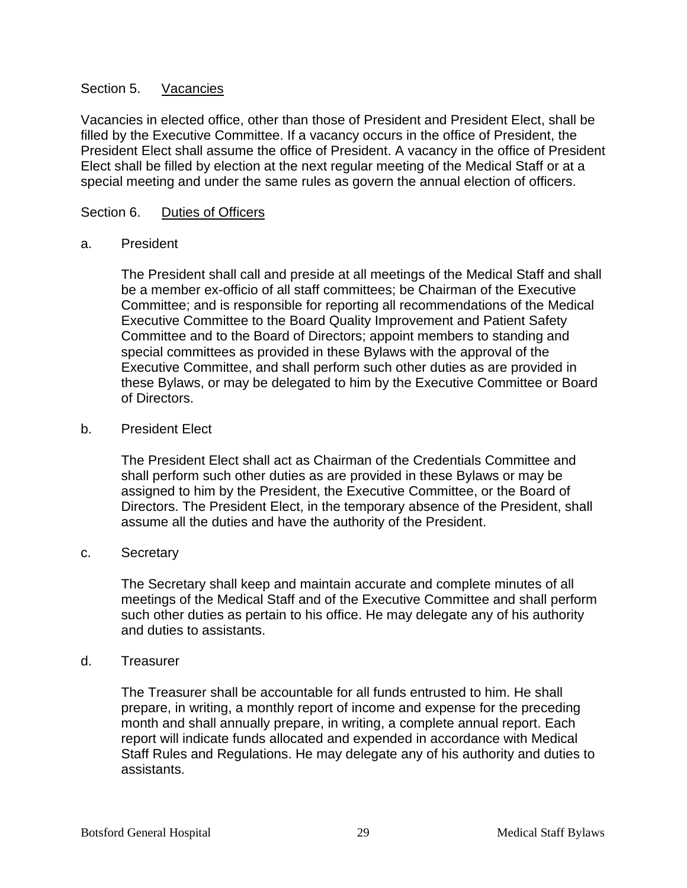Section 5. Vacancies

Vacancies in elected office, other than those of President and President Elect, shall be filled by the Executive Committee. If a vacancy occurs in the office of President, the President Elect shall assume the office of President. A vacancy in the office of President Elect shall be filled by election at the next regular meeting of the Medical Staff or at a special meeting and under the same rules as govern the annual election of officers.

Section 6. Duties of Officers

a. President

The President shall call and preside at all meetings of the Medical Staff and shall be a member ex-officio of all staff committees; be Chairman of the Executive Committee; and is responsible for reporting all recommendations of the Medical Executive Committee to the Board Quality Improvement and Patient Safety Committee and to the Board of Directors; appoint members to standing and special committees as provided in these Bylaws with the approval of the Executive Committee, and shall perform such other duties as are provided in these Bylaws, or may be delegated to him by the Executive Committee or Board of Directors.

b. President Elect

The President Elect shall act as Chairman of the Credentials Committee and shall perform such other duties as are provided in these Bylaws or may be assigned to him by the President, the Executive Committee, or the Board of Directors. The President Elect, in the temporary absence of the President, shall assume all the duties and have the authority of the President.

c. Secretary

The Secretary shall keep and maintain accurate and complete minutes of all meetings of the Medical Staff and of the Executive Committee and shall perform such other duties as pertain to his office. He may delegate any of his authority and duties to assistants.

d. Treasurer

The Treasurer shall be accountable for all funds entrusted to him. He shall prepare, in writing, a monthly report of income and expense for the preceding month and shall annually prepare, in writing, a complete annual report. Each report will indicate funds allocated and expended in accordance with Medical Staff Rules and Regulations. He may delegate any of his authority and duties to assistants.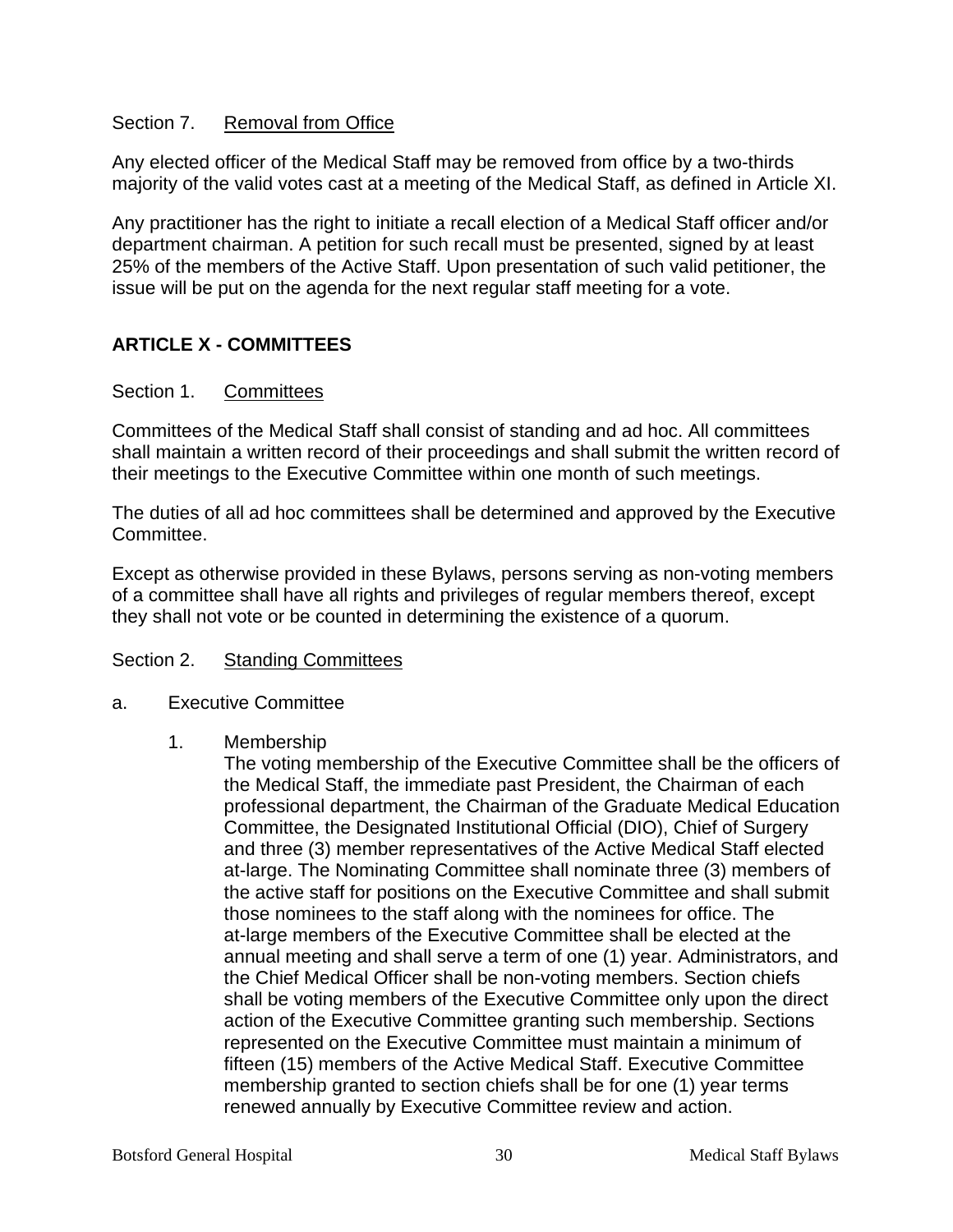Section 7. Removal from Office

Any elected officer of the Medical Staff may be removed from office by a two-thirds majority of the valid votes cast at a meeting of the Medical Staff, as defined in Article XI.

Any practitioner has the right to initiate a recall election of a Medical Staff officer and/or department chairman. A petition for such recall must be presented, signed by at least 25% of the members of the Active Staff. Upon presentation of such valid petitioner, the issue will be put on the agenda for the next regular staff meeting for a vote.

## ARTICLE X - COMMITTEES

Section 1. Committees

Committees of the Medical Staff shall consist of standing and ad hoc. All committees shall maintain a written record of their proceedings and shall submit the written record of their meetings to the Executive Committee within one month of such meetings.

The duties of all ad hoc committees shall be determined and approved by the Executive Committee.

Except as otherwise provided in these Bylaws, persons serving as non-voting members of a committee shall have all rights and privileges of regular members thereof, except they shall not vote or be counted in determining the existence of a quorum.

Section 2. Standing Committees

a. Executive Committee

1. Membership
   The voting membership of the Executive Committee shall be the officers of the Medical Staff, the immediate past President, the Chairman of each professional department, the Chairman of the Graduate Medical Education Committee, the Designated Institutional Official (DIO), Chief of Surgery and three (3) member representatives of the Active Medical Staff elected at-large. The Nominating Committee shall nominate three (3) members of the active staff for positions on the Executive Committee and shall submit those nominees to the staff along with the nominees for office. The at-large members of the Executive Committee shall be elected at the annual meeting and shall serve a term of one (1) year. Administrators, and the Chief Medical Officer shall be non-voting members. Section chiefs shall be voting members of the Executive Committee only upon the direct action of the Executive Committee granting such membership. Sections represented on the Executive Committee must maintain a minimum of fifteen (15) members of the Active Medical Staff. Executive Committee membership granted to section chiefs shall be for one (1) year terms renewed annually by Executive Committee review and action.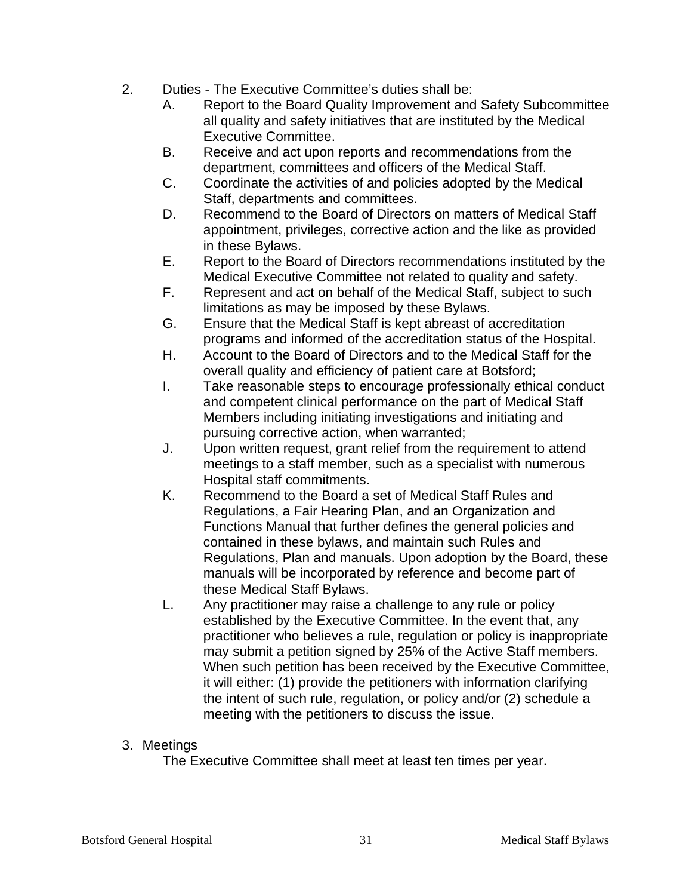2. Duties - The Executive Committee's duties shall be:
   A. Report to the Board Quality Improvement and Safety Subcommittee all quality and safety initiatives that are instituted by the Medical Executive Committee.
   B. Receive and act upon reports and recommendations from the department, committees and officers of the Medical Staff.
   C. Coordinate the activities of and policies adopted by the Medical Staff, departments and committees.
   D. Recommend to the Board of Directors on matters of Medical Staff appointment, privileges, corrective action and the like as provided in these Bylaws.
   E. Report to the Board of Directors recommendations instituted by the Medical Executive Committee not related to quality and safety.
   F. Represent and act on behalf of the Medical Staff, subject to such limitations as may be imposed by these Bylaws.
   G. Ensure that the Medical Staff is kept abreast of accreditation programs and informed of the accreditation status of the Hospital.
   H. Account to the Board of Directors and to the Medical Staff for the overall quality and efficiency of patient care at Botsford;
   I. Take reasonable steps to encourage professionally ethical conduct and competent clinical performance on the part of Medical Staff Members including initiating investigations and initiating and pursuing corrective action, when warranted;
   J. Upon written request, grant relief from the requirement to attend meetings to a staff member, such as a specialist with numerous Hospital staff commitments.
   K. Recommend to the Board a set of Medical Staff Rules and Regulations, a Fair Hearing Plan, and an Organization and Functions Manual that further defines the general policies and contained in these bylaws, and maintain such Rules and Regulations, Plan and manuals. Upon adoption by the Board, these manuals will be incorporated by reference and become part of these Medical Staff Bylaws.
   L. Any practitioner may raise a challenge to any rule or policy established by the Executive Committee. In the event that, any practitioner who believes a rule, regulation or policy is inappropriate may submit a petition signed by 25% of the Active Staff members. When such petition has been received by the Executive Committee, it will either: (1) provide the petitioners with information clarifying the intent of such rule, regulation, or policy and/or (2) schedule a meeting with the petitioners to discuss the issue.

3. Meetings

   The Executive Committee shall meet at least ten times per year.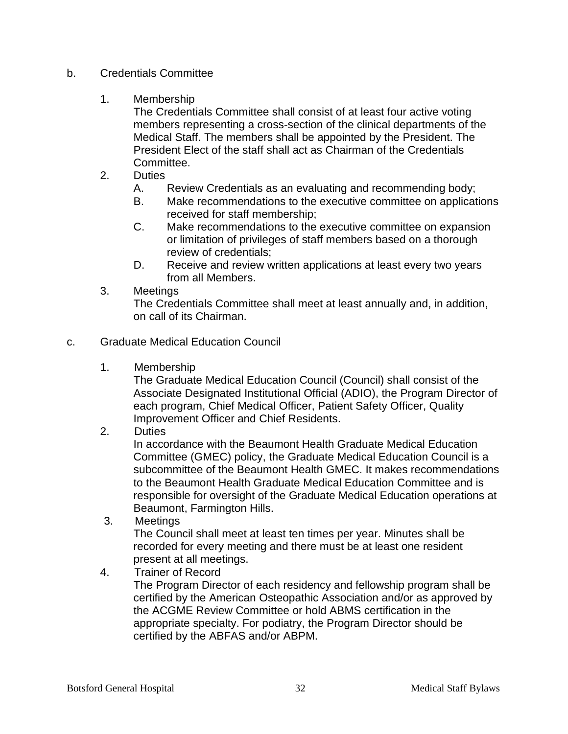b. Credentials Committee

1. Membership

   The Credentials Committee shall consist of at least four active voting members representing a cross-section of the clinical departments of the Medical Staff. The members shall be appointed by the President. The President Elect of the staff shall act as Chairman of the Credentials Committee.

2. Duties

   A. Review Credentials as an evaluating and recommending body;

   B. Make recommendations to the executive committee on applications received for staff membership;

   C. Make recommendations to the executive committee on expansion or limitation of privileges of staff members based on a thorough review of credentials;

   D. Receive and review written applications at least every two years from all Members.

3. Meetings

   The Credentials Committee shall meet at least annually and, in addition, on call of its Chairman.

c. Graduate Medical Education Council

1. Membership

   The Graduate Medical Education Council (Council) shall consist of the Associate Designated Institutional Official (ADIO), the Program Director of each program, Chief Medical Officer, Patient Safety Officer, Quality Improvement Officer and Chief Residents.

2. Duties

   In accordance with the Beaumont Health Graduate Medical Education Committee (GMEC) policy, the Graduate Medical Education Council is a subcommittee of the Beaumont Health GMEC. It makes recommendations to the Beaumont Health Graduate Medical Education Committee and is responsible for oversight of the Graduate Medical Education operations at Beaumont, Farmington Hills.

3. Meetings

   The Council shall meet at least ten times per year. Minutes shall be recorded for every meeting and there must be at least one resident present at all meetings.

4. Trainer of Record

   The Program Director of each residency and fellowship program shall be certified by the American Osteopathic Association and/or as approved by the ACGME Review Committee or hold ABMS certification in the appropriate specialty. For podiatry, the Program Director should be certified by the ABFAS and/or ABPM.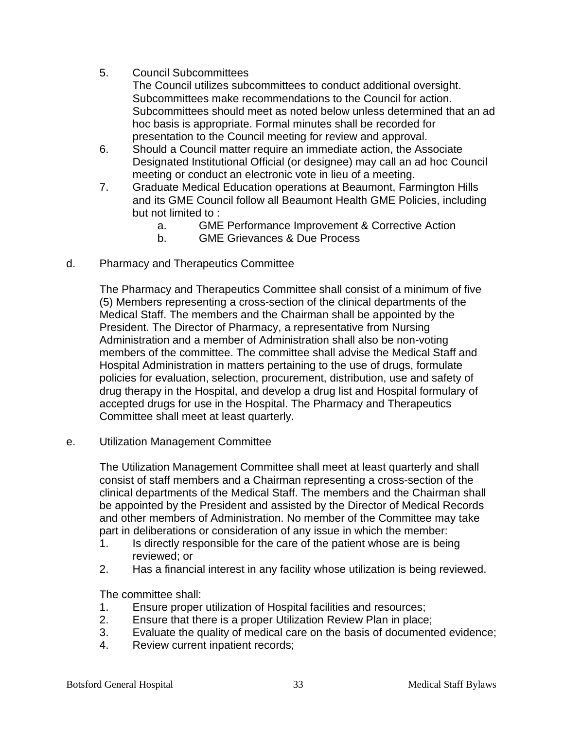5. Council Subcommittees
   The Council utilizes subcommittees to conduct additional oversight. Subcommittees make recommendations to the Council for action. Subcommittees should meet as noted below unless determined that an ad hoc basis is appropriate. Formal minutes shall be recorded for presentation to the Council meeting for review and approval.
6. Should a Council matter require an immediate action, the Associate Designated Institutional Official (or designee) may call an ad hoc Council meeting or conduct an electronic vote in lieu of a meeting.
7. Graduate Medical Education operations at Beaumont, Farmington Hills and its GME Council follow all Beaumont Health GME Policies, including but not limited to :
   a. GME Performance Improvement & Corrective Action
   b. GME Grievances & Due Process

d. Pharmacy and Therapeutics Committee

The Pharmacy and Therapeutics Committee shall consist of a minimum of five (5) Members representing a cross-section of the clinical departments of the Medical Staff. The members and the Chairman shall be appointed by the President. The Director of Pharmacy, a representative from Nursing Administration and a member of Administration shall also be non-voting members of the committee. The committee shall advise the Medical Staff and Hospital Administration in matters pertaining to the use of drugs, formulate policies for evaluation, selection, procurement, distribution, use and safety of drug therapy in the Hospital, and develop a drug list and Hospital formulary of accepted drugs for use in the Hospital. The Pharmacy and Therapeutics Committee shall meet at least quarterly.

e. Utilization Management Committee

The Utilization Management Committee shall meet at least quarterly and shall consist of staff members and a Chairman representing a cross-section of the clinical departments of the Medical Staff. The members and the Chairman shall be appointed by the President and assisted by the Director of Medical Records and other members of Administration. No member of the Committee may take part in deliberations or consideration of any issue in which the member:

1. Is directly responsible for the care of the patient whose are is being reviewed; or
2. Has a financial interest in any facility whose utilization is being reviewed.

The committee shall:

1. Ensure proper utilization of Hospital facilities and resources;
2. Ensure that there is a proper Utilization Review Plan in place;
3. Evaluate the quality of medical care on the basis of documented evidence;
4. Review current inpatient records;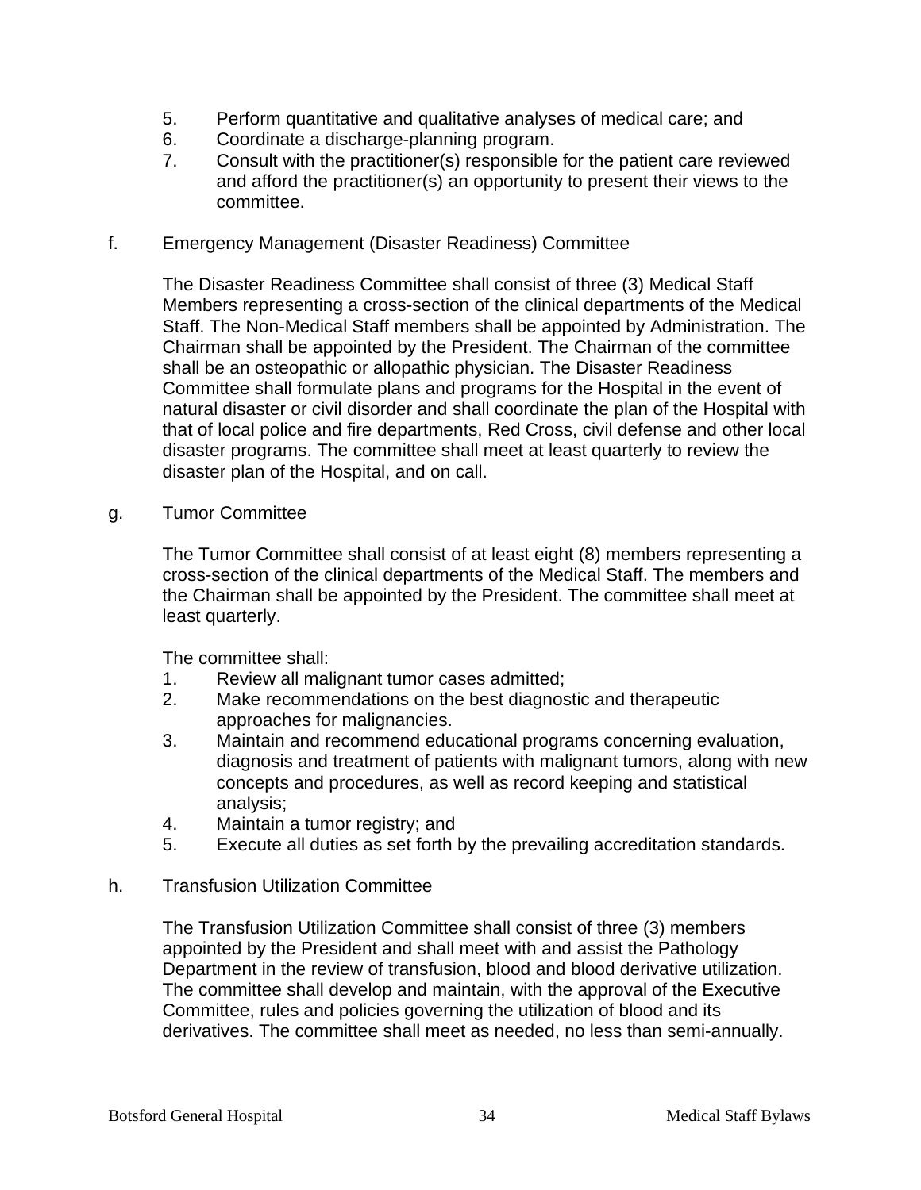5. Perform quantitative and qualitative analyses of medical care; and
6. Coordinate a discharge-planning program.
7. Consult with the practitioner(s) responsible for the patient care reviewed and afford the practitioner(s) an opportunity to present their views to the committee.

f. Emergency Management (Disaster Readiness) Committee

The Disaster Readiness Committee shall consist of three (3) Medical Staff Members representing a cross-section of the clinical departments of the Medical Staff. The Non-Medical Staff members shall be appointed by Administration. The Chairman shall be appointed by the President. The Chairman of the committee shall be an osteopathic or allopathic physician. The Disaster Readiness Committee shall formulate plans and programs for the Hospital in the event of natural disaster or civil disorder and shall coordinate the plan of the Hospital with that of local police and fire departments, Red Cross, civil defense and other local disaster programs. The committee shall meet at least quarterly to review the disaster plan of the Hospital, and on call.

g. Tumor Committee

The Tumor Committee shall consist of at least eight (8) members representing a cross-section of the clinical departments of the Medical Staff. The members and the Chairman shall be appointed by the President. The committee shall meet at least quarterly.

The committee shall:

1. Review all malignant tumor cases admitted;
2. Make recommendations on the best diagnostic and therapeutic approaches for malignancies.
3. Maintain and recommend educational programs concerning evaluation, diagnosis and treatment of patients with malignant tumors, along with new concepts and procedures, as well as record keeping and statistical analysis;
4. Maintain a tumor registry; and
5. Execute all duties as set forth by the prevailing accreditation standards.

h. Transfusion Utilization Committee

The Transfusion Utilization Committee shall consist of three (3) members appointed by the President and shall meet with and assist the Pathology Department in the review of transfusion, blood and blood derivative utilization. The committee shall develop and maintain, with the approval of the Executive Committee, rules and policies governing the utilization of blood and its derivatives. The committee shall meet as needed, no less than semi-annually.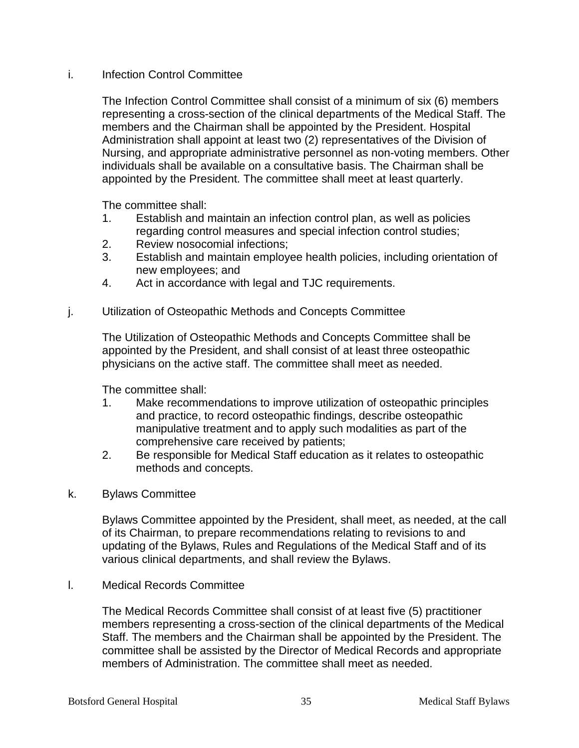i. Infection Control Committee

The Infection Control Committee shall consist of a minimum of six (6) members representing a cross-section of the clinical departments of the Medical Staff. The members and the Chairman shall be appointed by the President. Hospital Administration shall appoint at least two (2) representatives of the Division of Nursing, and appropriate administrative personnel as non-voting members. Other individuals shall be available on a consultative basis. The Chairman shall be appointed by the President. The committee shall meet at least quarterly.

The committee shall:

1. Establish and maintain an infection control plan, as well as policies regarding control measures and special infection control studies;
2. Review nosocomial infections;
3. Establish and maintain employee health policies, including orientation of new employees; and
4. Act in accordance with legal and TJC requirements.

j. Utilization of Osteopathic Methods and Concepts Committee

The Utilization of Osteopathic Methods and Concepts Committee shall be appointed by the President, and shall consist of at least three osteopathic physicians on the active staff. The committee shall meet as needed.

The committee shall:

1. Make recommendations to improve utilization of osteopathic principles and practice, to record osteopathic findings, describe osteopathic manipulative treatment and to apply such modalities as part of the comprehensive care received by patients;
2. Be responsible for Medical Staff education as it relates to osteopathic methods and concepts.

k. Bylaws Committee

Bylaws Committee appointed by the President, shall meet, as needed, at the call of its Chairman, to prepare recommendations relating to revisions to and updating of the Bylaws, Rules and Regulations of the Medical Staff and of its various clinical departments, and shall review the Bylaws.

l. Medical Records Committee

The Medical Records Committee shall consist of at least five (5) practitioner members representing a cross-section of the clinical departments of the Medical Staff. The members and the Chairman shall be appointed by the President. The committee shall be assisted by the Director of Medical Records and appropriate members of Administration. The committee shall meet as needed.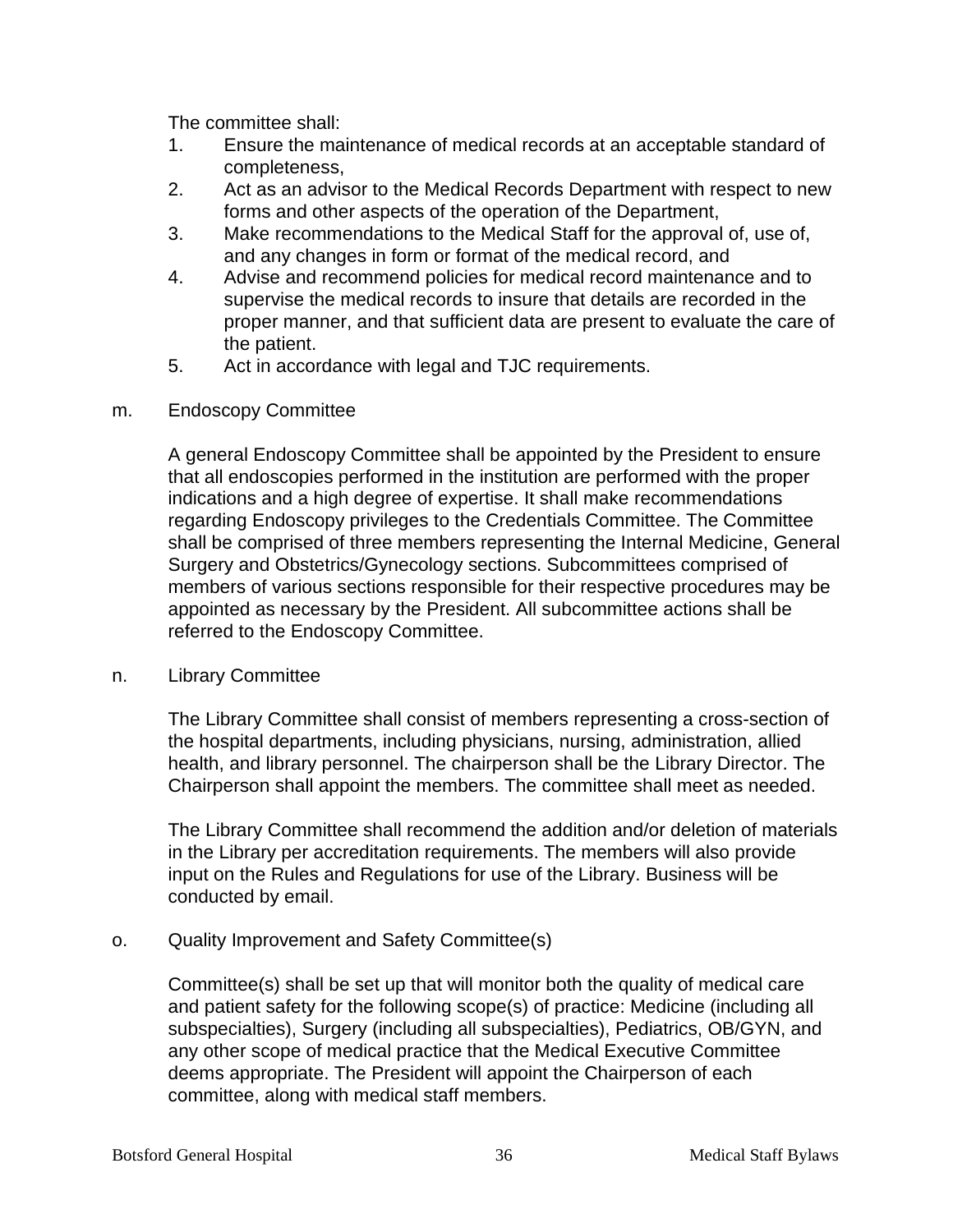The committee shall:

1. Ensure the maintenance of medical records at an acceptable standard of completeness,
2. Act as an advisor to the Medical Records Department with respect to new forms and other aspects of the operation of the Department,
3. Make recommendations to the Medical Staff for the approval of, use of, and any changes in form or format of the medical record, and
4. Advise and recommend policies for medical record maintenance and to supervise the medical records to insure that details are recorded in the proper manner, and that sufficient data are present to evaluate the care of the patient.
5. Act in accordance with legal and TJC requirements.

m. Endoscopy Committee

A general Endoscopy Committee shall be appointed by the President to ensure that all endoscopies performed in the institution are performed with the proper indications and a high degree of expertise. It shall make recommendations regarding Endoscopy privileges to the Credentials Committee. The Committee shall be comprised of three members representing the Internal Medicine, General Surgery and Obstetrics/Gynecology sections. Subcommittees comprised of members of various sections responsible for their respective procedures may be appointed as necessary by the President. All subcommittee actions shall be referred to the Endoscopy Committee.

n. Library Committee

The Library Committee shall consist of members representing a cross-section of the hospital departments, including physicians, nursing, administration, allied health, and library personnel. The chairperson shall be the Library Director. The Chairperson shall appoint the members. The committee shall meet as needed.

The Library Committee shall recommend the addition and/or deletion of materials in the Library per accreditation requirements. The members will also provide input on the Rules and Regulations for use of the Library. Business will be conducted by email.

o. Quality Improvement and Safety Committee(s)

Committee(s) shall be set up that will monitor both the quality of medical care and patient safety for the following scope(s) of practice: Medicine (including all subspecialties), Surgery (including all subspecialties), Pediatrics, OB/GYN, and any other scope of medical practice that the Medical Executive Committee deems appropriate. The President will appoint the Chairperson of each committee, along with medical staff members.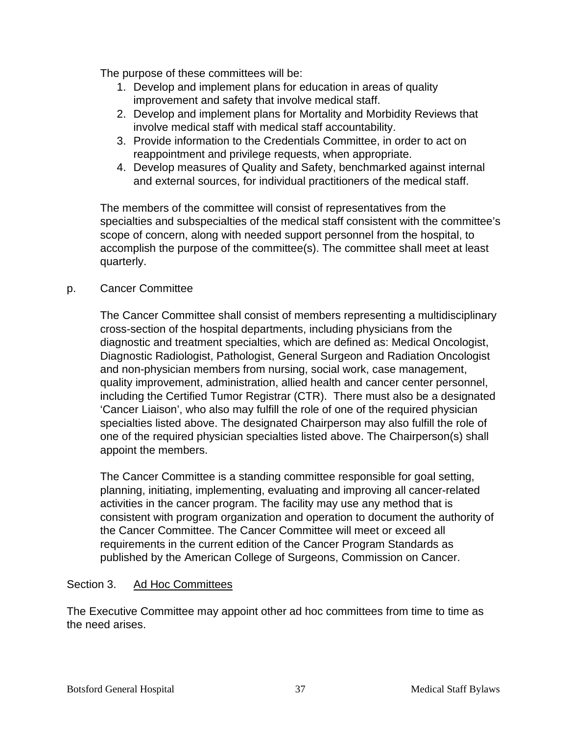The purpose of these committees will be:

1. Develop and implement plans for education in areas of quality improvement and safety that involve medical staff.
2. Develop and implement plans for Mortality and Morbidity Reviews that involve medical staff with medical staff accountability.
3. Provide information to the Credentials Committee, in order to act on reappointment and privilege requests, when appropriate.
4. Develop measures of Quality and Safety, benchmarked against internal and external sources, for individual practitioners of the medical staff.

The members of the committee will consist of representatives from the specialties and subspecialties of the medical staff consistent with the committee's scope of concern, along with needed support personnel from the hospital, to accomplish the purpose of the committee(s). The committee shall meet at least quarterly.

p. Cancer Committee

The Cancer Committee shall consist of members representing a multidisciplinary cross-section of the hospital departments, including physicians from the diagnostic and treatment specialties, which are defined as: Medical Oncologist, Diagnostic Radiologist, Pathologist, General Surgeon and Radiation Oncologist and non-physician members from nursing, social work, case management, quality improvement, administration, allied health and cancer center personnel, including the Certified Tumor Registrar (CTR). There must also be a designated 'Cancer Liaison', who also may fulfill the role of one of the required physician specialties listed above. The designated Chairperson may also fulfill the role of one of the required physician specialties listed above. The Chairperson(s) shall appoint the members.

The Cancer Committee is a standing committee responsible for goal setting, planning, initiating, implementing, evaluating and improving all cancer-related activities in the cancer program. The facility may use any method that is consistent with program organization and operation to document the authority of the Cancer Committee. The Cancer Committee will meet or exceed all requirements in the current edition of the Cancer Program Standards as published by the American College of Surgeons, Commission on Cancer.

Section 3. Ad Hoc Committees

The Executive Committee may appoint other ad hoc committees from time to time as the need arises.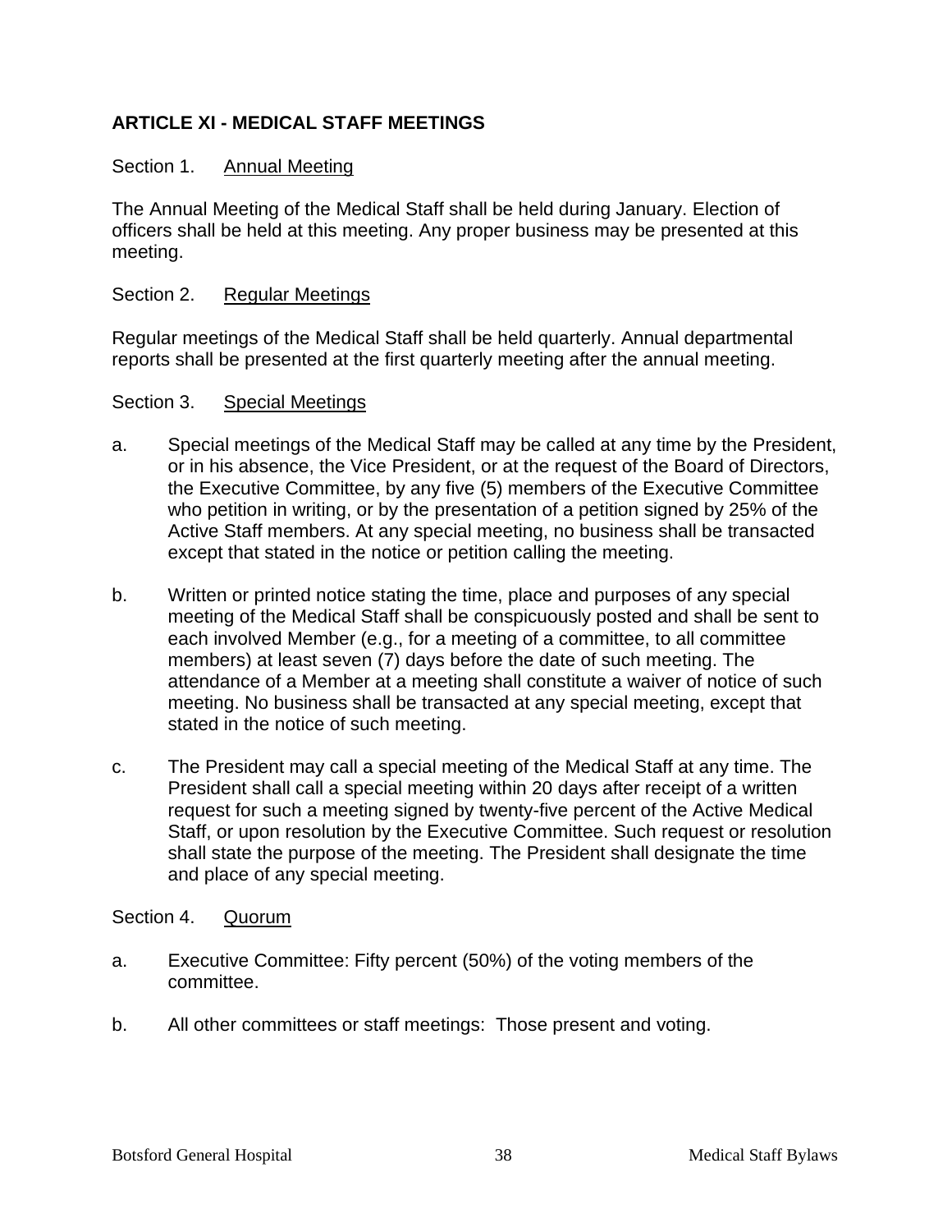## ARTICLE XI - MEDICAL STAFF MEETINGS

Section 1. Annual Meeting

The Annual Meeting of the Medical Staff shall be held during January. Election of officers shall be held at this meeting. Any proper business may be presented at this meeting.

Section 2. Regular Meetings

Regular meetings of the Medical Staff shall be held quarterly. Annual departmental reports shall be presented at the first quarterly meeting after the annual meeting.

Section 3. Special Meetings

a. Special meetings of the Medical Staff may be called at any time by the President, or in his absence, the Vice President, or at the request of the Board of Directors, the Executive Committee, by any five (5) members of the Executive Committee who petition in writing, or by the presentation of a petition signed by 25% of the Active Staff members. At any special meeting, no business shall be transacted except that stated in the notice or petition calling the meeting.

b. Written or printed notice stating the time, place and purposes of any special meeting of the Medical Staff shall be conspicuously posted and shall be sent to each involved Member (e.g., for a meeting of a committee, to all committee members) at least seven (7) days before the date of such meeting. The attendance of a Member at a meeting shall constitute a waiver of notice of such meeting. No business shall be transacted at any special meeting, except that stated in the notice of such meeting.

c. The President may call a special meeting of the Medical Staff at any time. The President shall call a special meeting within 20 days after receipt of a written request for such a meeting signed by twenty-five percent of the Active Medical Staff, or upon resolution by the Executive Committee. Such request or resolution shall state the purpose of the meeting. The President shall designate the time and place of any special meeting.

Section 4. Quorum

a. Executive Committee: Fifty percent (50%) of the voting members of the committee.

b. All other committees or staff meetings: Those present and voting.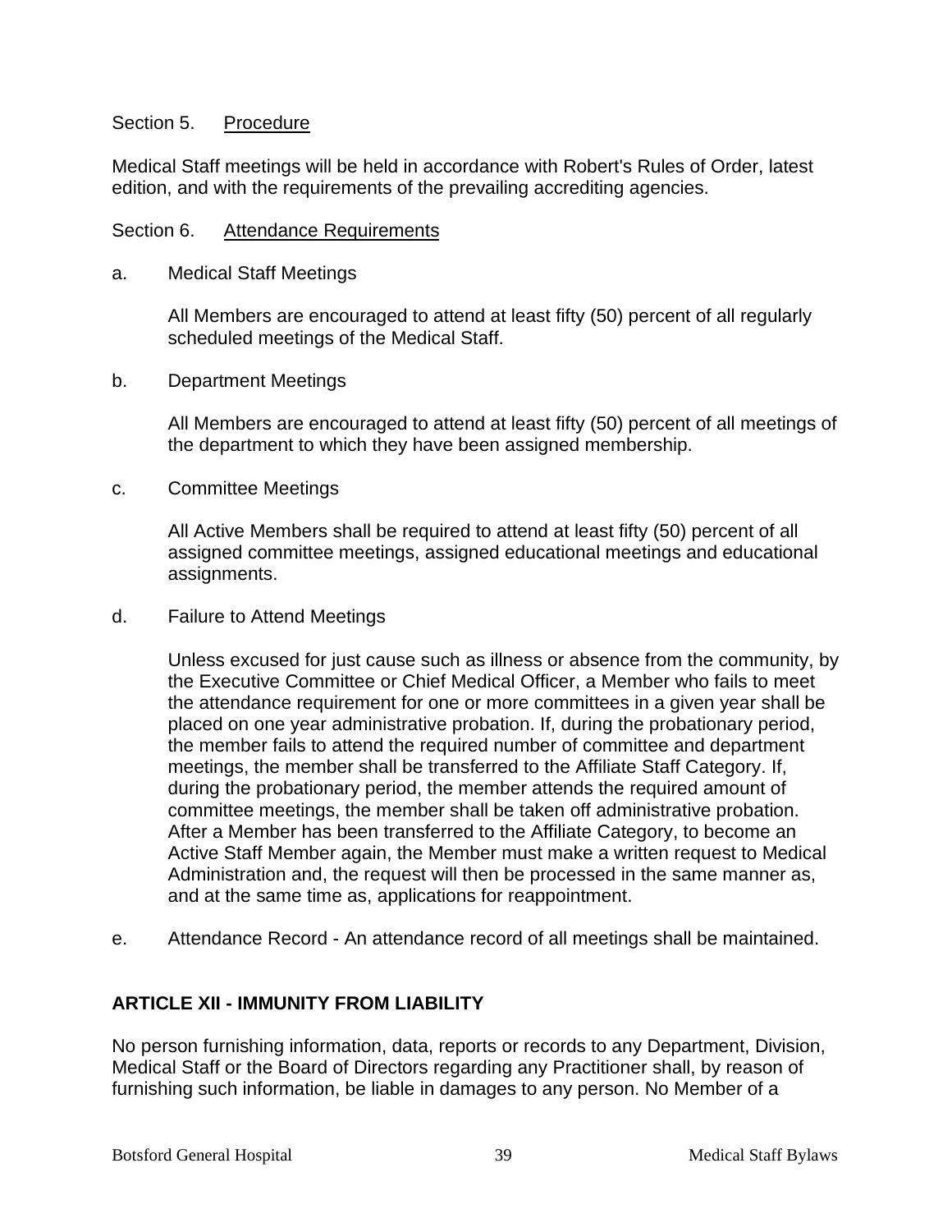Section 5. <u>Procedure</u>

Medical Staff meetings will be held in accordance with Robert's Rules of Order, latest edition, and with the requirements of the prevailing accrediting agencies.

Section 6. <u>Attendance Requirements</u>

a. Medical Staff Meetings

All Members are encouraged to attend at least fifty (50) percent of all regularly scheduled meetings of the Medical Staff.

b. Department Meetings

All Members are encouraged to attend at least fifty (50) percent of all meetings of the department to which they have been assigned membership.

c. Committee Meetings

All Active Members shall be required to attend at least fifty (50) percent of all assigned committee meetings, assigned educational meetings and educational assignments.

d. Failure to Attend Meetings

Unless excused for just cause such as illness or absence from the community, by the Executive Committee or Chief Medical Officer, a Member who fails to meet the attendance requirement for one or more committees in a given year shall be placed on one year administrative probation. If, during the probationary period, the member fails to attend the required number of committee and department meetings, the member shall be transferred to the Affiliate Staff Category. If, during the probationary period, the member attends the required amount of committee meetings, the member shall be taken off administrative probation. After a Member has been transferred to the Affiliate Category, to become an Active Staff Member again, the Member must make a written request to Medical Administration and, the request will then be processed in the same manner as, and at the same time as, applications for reappointment.

e. Attendance Record - An attendance record of all meetings shall be maintained.

## ARTICLE XII - IMMUNITY FROM LIABILITY

No person furnishing information, data, reports or records to any Department, Division, Medical Staff or the Board of Directors regarding any Practitioner shall, by reason of furnishing such information, be liable in damages to any person. No Member of a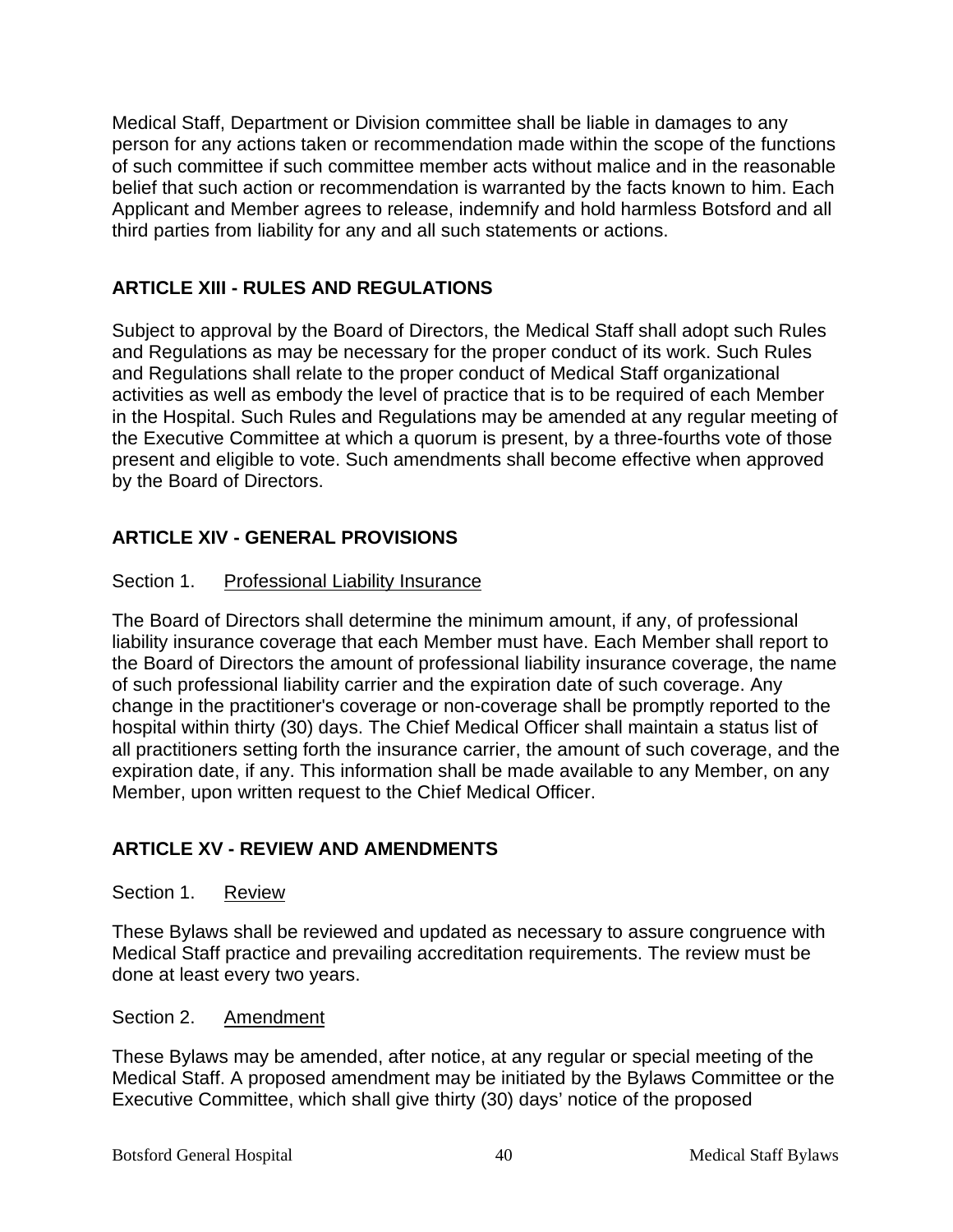Medical Staff, Department or Division committee shall be liable in damages to any person for any actions taken or recommendation made within the scope of the functions of such committee if such committee member acts without malice and in the reasonable belief that such action or recommendation is warranted by the facts known to him. Each Applicant and Member agrees to release, indemnify and hold harmless Botsford and all third parties from liability for any and all such statements or actions.

## ARTICLE XIII - RULES AND REGULATIONS

Subject to approval by the Board of Directors, the Medical Staff shall adopt such Rules and Regulations as may be necessary for the proper conduct of its work. Such Rules and Regulations shall relate to the proper conduct of Medical Staff organizational activities as well as embody the level of practice that is to be required of each Member in the Hospital. Such Rules and Regulations may be amended at any regular meeting of the Executive Committee at which a quorum is present, by a three-fourths vote of those present and eligible to vote. Such amendments shall become effective when approved by the Board of Directors.

## ARTICLE XIV - GENERAL PROVISIONS

### Section 1. Professional Liability Insurance

The Board of Directors shall determine the minimum amount, if any, of professional liability insurance coverage that each Member must have. Each Member shall report to the Board of Directors the amount of professional liability insurance coverage, the name of such professional liability carrier and the expiration date of such coverage. Any change in the practitioner's coverage or non-coverage shall be promptly reported to the hospital within thirty (30) days. The Chief Medical Officer shall maintain a status list of all practitioners setting forth the insurance carrier, the amount of such coverage, and the expiration date, if any. This information shall be made available to any Member, on any Member, upon written request to the Chief Medical Officer.

## ARTICLE XV - REVIEW AND AMENDMENTS

### Section 1. Review

These Bylaws shall be reviewed and updated as necessary to assure congruence with Medical Staff practice and prevailing accreditation requirements. The review must be done at least every two years.

### Section 2. Amendment

These Bylaws may be amended, after notice, at any regular or special meeting of the Medical Staff. A proposed amendment may be initiated by the Bylaws Committee or the Executive Committee, which shall give thirty (30) days' notice of the proposed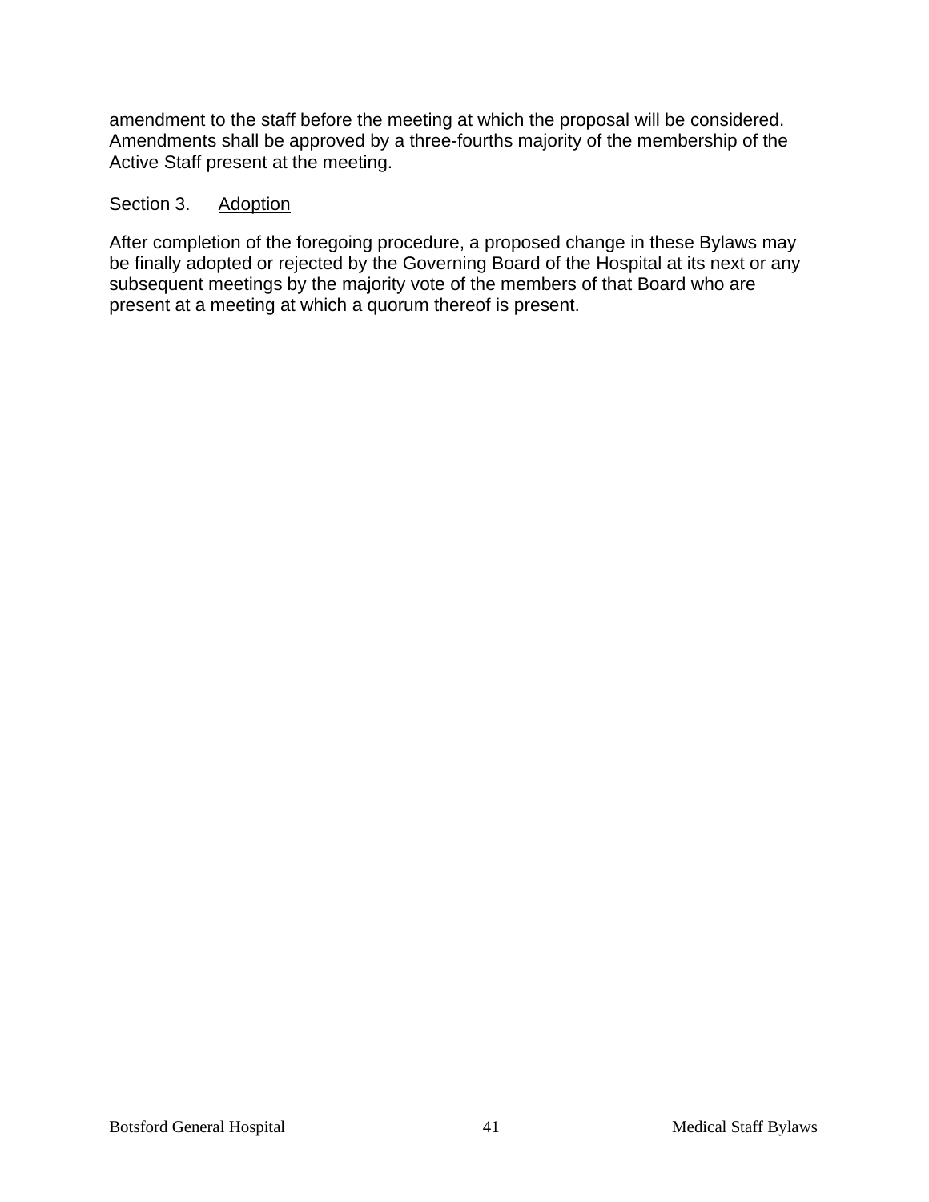amendment to the staff before the meeting at which the proposal will be considered. Amendments shall be approved by a three-fourths majority of the membership of the Active Staff present at the meeting.

Section 3. Adoption

After completion of the foregoing procedure, a proposed change in these Bylaws may be finally adopted or rejected by the Governing Board of the Hospital at its next or any subsequent meetings by the majority vote of the members of that Board who are present at a meeting at which a quorum thereof is present.